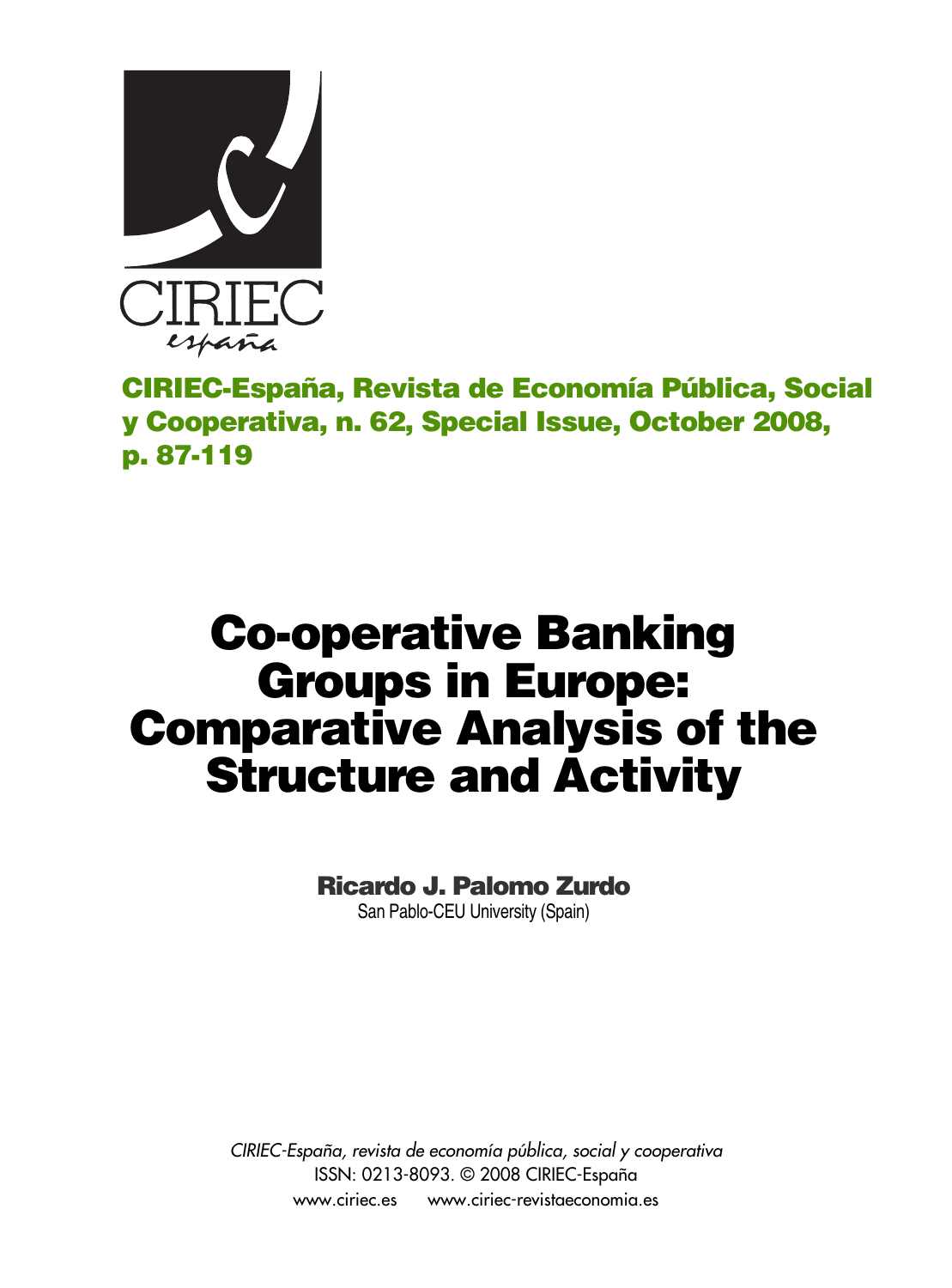**CIRIEC-España, Revista de Economía Pública, Social y Cooperativa, n. 62, Special Issue, October 2008, p. 87-119**

# Co-operative Banking Groups in Europe: Comparative Analysis of the Structure and Activity

**Ricardo J. Palomo Zurdo**
San Pablo-CEU University (Spain)

*CIRIEC-España, revista de economía pública, social y cooperativa*
ISSN: 0213-8093. © 2008 CIRIEC-España
www.ciriec.es www.ciriec-revistaeconomia.es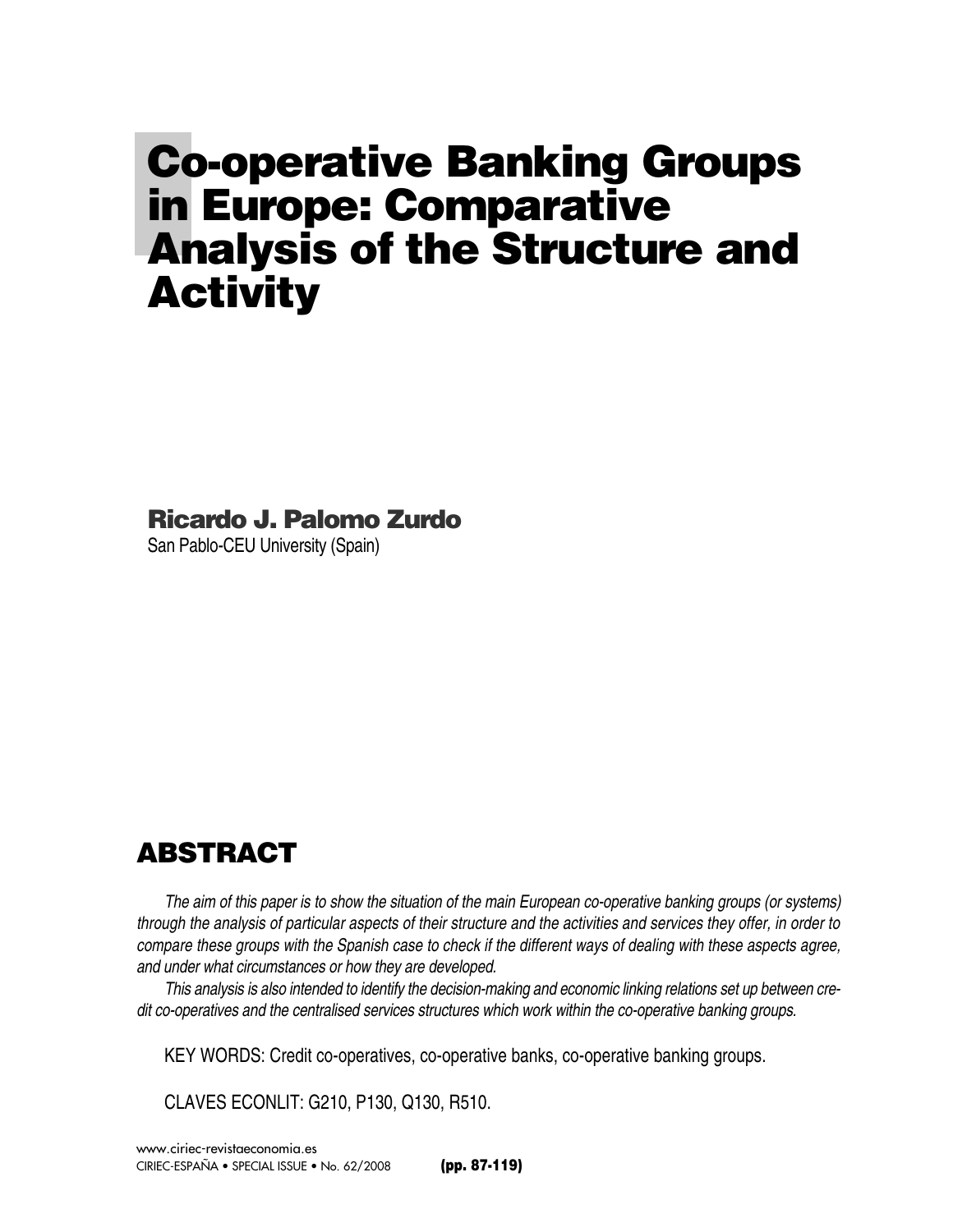# Co-operative Banking Groups in Europe: Comparative Analysis of the Structure and Activity

**Ricardo J. Palomo Zurdo**
San Pablo-CEU University (Spain)

## ABSTRACT

*The aim of this paper is to show the situation of the main European co-operative banking groups (or systems) through the analysis of particular aspects of their structure and the activities and services they offer, in order to compare these groups with the Spanish case to check if the different ways of dealing with these aspects agree, and under what circumstances or how they are developed.*

*This analysis is also intended to identify the decision-making and economic linking relations set up between credit co-operatives and the centralised services structures which work within the co-operative banking groups.*

KEY WORDS: Credit co-operatives, co-operative banks, co-operative banking groups.

CLAVES ECONLIT: G210, P130, Q130, R510.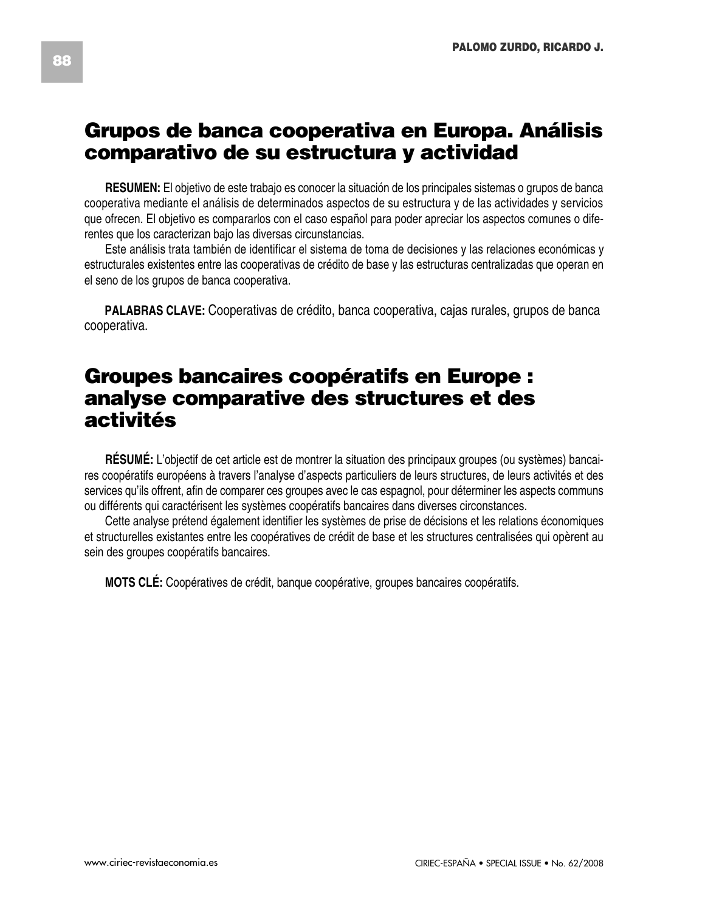# Grupos de banca cooperativa en Europa. Análisis comparativo de su estructura y actividad

**RESUMEN:** El objetivo de este trabajo es conocer la situación de los principales sistemas o grupos de banca cooperativa mediante el análisis de determinados aspectos de su estructura y de las actividades y servicios que ofrecen. El objetivo es compararlos con el caso español para poder apreciar los aspectos comunes o diferentes que los caracterizan bajo las diversas circunstancias.

Este análisis trata también de identificar el sistema de toma de decisiones y las relaciones económicas y estructurales existentes entre las cooperativas de crédito de base y las estructuras centralizadas que operan en el seno de los grupos de banca cooperativa.

**PALABRAS CLAVE:** Cooperativas de crédito, banca cooperativa, cajas rurales, grupos de banca cooperativa.

# Groupes bancaires coopératifs en Europe : analyse comparative des structures et des activités

**RÉSUMÉ:** L'objectif de cet article est de montrer la situation des principaux groupes (ou systèmes) bancaires coopératifs européens à travers l'analyse d'aspects particuliers de leurs structures, de leurs activités et des services qu'ils offrent, afin de comparer ces groupes avec le cas espagnol, pour déterminer les aspects communs ou différents qui caractérisent les systèmes coopératifs bancaires dans diverses circonstances.

Cette analyse prétend également identifier les systèmes de prise de décisions et les relations économiques et structurelles existantes entre les coopératives de crédit de base et les structures centralisées qui opèrent au sein des groupes coopératifs bancaires.

**MOTS CLÉ:** Coopératives de crédit, banque coopérative, groupes bancaires coopératifs.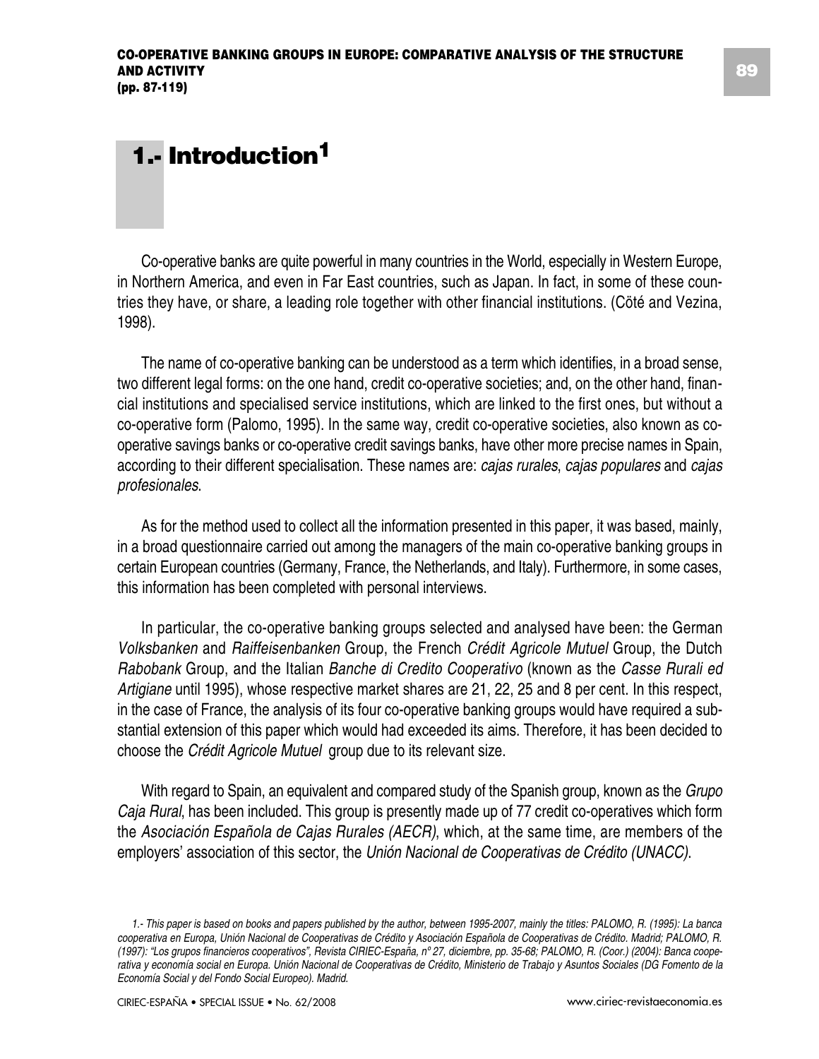# 1.- Introduction[1]

Co-operative banks are quite powerful in many countries in the World, especially in Western Europe, in Northern America, and even in Far East countries, such as Japan. In fact, in some of these countries they have, or share, a leading role together with other financial institutions. (Cöté and Vezina, 1998).

The name of co-operative banking can be understood as a term which identifies, in a broad sense, two different legal forms: on the one hand, credit co-operative societies; and, on the other hand, financial institutions and specialised service institutions, which are linked to the first ones, but without a co-operative form (Palomo, 1995). In the same way, credit co-operative societies, also known as co-operative savings banks or co-operative credit savings banks, have other more precise names in Spain, according to their different specialisation. These names are: *cajas rurales*, *cajas populares* and *cajas profesionales*.

As for the method used to collect all the information presented in this paper, it was based, mainly, in a broad questionnaire carried out among the managers of the main co-operative banking groups in certain European countries (Germany, France, the Netherlands, and Italy). Furthermore, in some cases, this information has been completed with personal interviews.

In particular, the co-operative banking groups selected and analysed have been: the German *Volksbanken* and *Raiffeisenbanken* Group, the French *Crédit Agricole Mutuel* Group, the Dutch *Rabobank* Group, and the Italian *Banche di Credito Cooperativo* (known as the *Casse Rurali ed Artigiane* until 1995), whose respective market shares are 21, 22, 25 and 8 per cent. In this respect, in the case of France, the analysis of its four co-operative banking groups would have required a substantial extension of this paper which would had exceeded its aims. Therefore, it has been decided to choose the *Crédit Agricole Mutuel* group due to its relevant size.

With regard to Spain, an equivalent and compared study of the Spanish group, known as the *Grupo Caja Rural*, has been included. This group is presently made up of 77 credit co-operatives which form the *Asociación Española de Cajas Rurales (AECR)*, which, at the same time, are members of the employers' association of this sector, the *Unión Nacional de Cooperativas de Crédito (UNACC)*.

*1.- This paper is based on books and papers published by the author, between 1995-2007, mainly the titles: PALOMO, R. (1995): La banca cooperativa en Europa, Unión Nacional de Cooperativas de Crédito y Asociación Española de Cooperativas de Crédito. Madrid; PALOMO, R. (1997): "Los grupos financieros cooperativos", Revista CIRIEC-España, nº 27, diciembre, pp. 35-68; PALOMO, R. (Coor.) (2004): Banca cooperativa y economía social en Europa. Unión Nacional de Cooperativas de Crédito, Ministerio de Trabajo y Asuntos Sociales (DG Fomento de la Economía Social y del Fondo Social Europeo). Madrid.*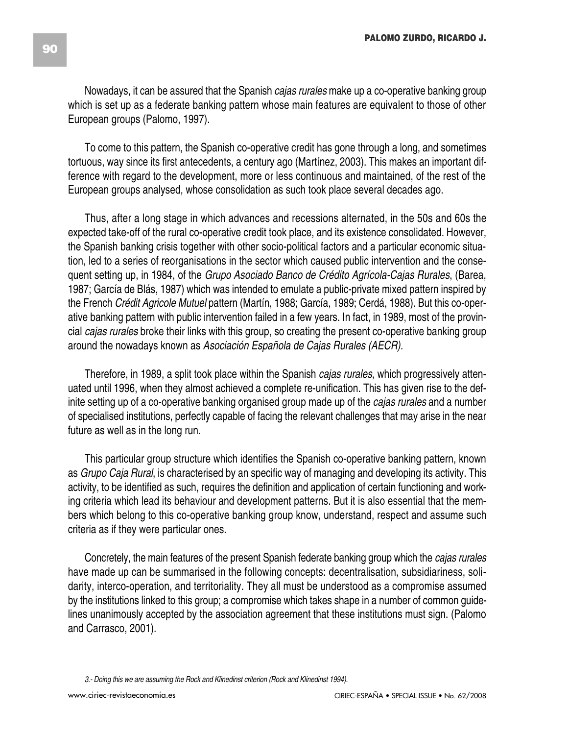Nowadays, it can be assured that the Spanish *cajas rurales* make up a co-operative banking group which is set up as a federate banking pattern whose main features are equivalent to those of other European groups (Palomo, 1997).

To come to this pattern, the Spanish co-operative credit has gone through a long, and sometimes tortuous, way since its first antecedents, a century ago (Martínez, 2003). This makes an important difference with regard to the development, more or less continuous and maintained, of the rest of the European groups analysed, whose consolidation as such took place several decades ago.

Thus, after a long stage in which advances and recessions alternated, in the 50s and 60s the expected take-off of the rural co-operative credit took place, and its existence consolidated. However, the Spanish banking crisis together with other socio-political factors and a particular economic situation, led to a series of reorganisations in the sector which caused public intervention and the consequent setting up, in 1984, of the *Grupo Asociado Banco de Crédito Agrícola-Cajas Rurales*, (Barea, 1987; García de Blás, 1987) which was intended to emulate a public-private mixed pattern inspired by the French *Crédit Agricole Mutuel* pattern (Martín, 1988; García, 1989; Cerdá, 1988). But this co-operative banking pattern with public intervention failed in a few years. In fact, in 1989, most of the provincial *cajas rurales* broke their links with this group, so creating the present co-operative banking group around the nowadays known as *Asociación Española de Cajas Rurales (AECR).*

Therefore, in 1989, a split took place within the Spanish *cajas rurales*, which progressively attenuated until 1996, when they almost achieved a complete re-unification. This has given rise to the definite setting up of a co-operative banking organised group made up of the *cajas rurales* and a number of specialised institutions, perfectly capable of facing the relevant challenges that may arise in the near future as well as in the long run.

This particular group structure which identifies the Spanish co-operative banking pattern, known as *Grupo Caja Rural*, is characterised by an specific way of managing and developing its activity. This activity, to be identified as such, requires the definition and application of certain functioning and working criteria which lead its behaviour and development patterns. But it is also essential that the members which belong to this co-operative banking group know, understand, respect and assume such criteria as if they were particular ones.

Concretely, the main features of the present Spanish federate banking group which the *cajas rurales* have made up can be summarised in the following concepts: decentralisation, subsidiariness, solidarity, interco-operation, and territoriality. They all must be understood as a compromise assumed by the institutions linked to this group; a compromise which takes shape in a number of common guidelines unanimously accepted by the association agreement that these institutions must sign. (Palomo and Carrasco, 2001).

*3.- Doing this we are assuming the Rock and Klinedinst criterion (Rock and Klinedinst 1994).*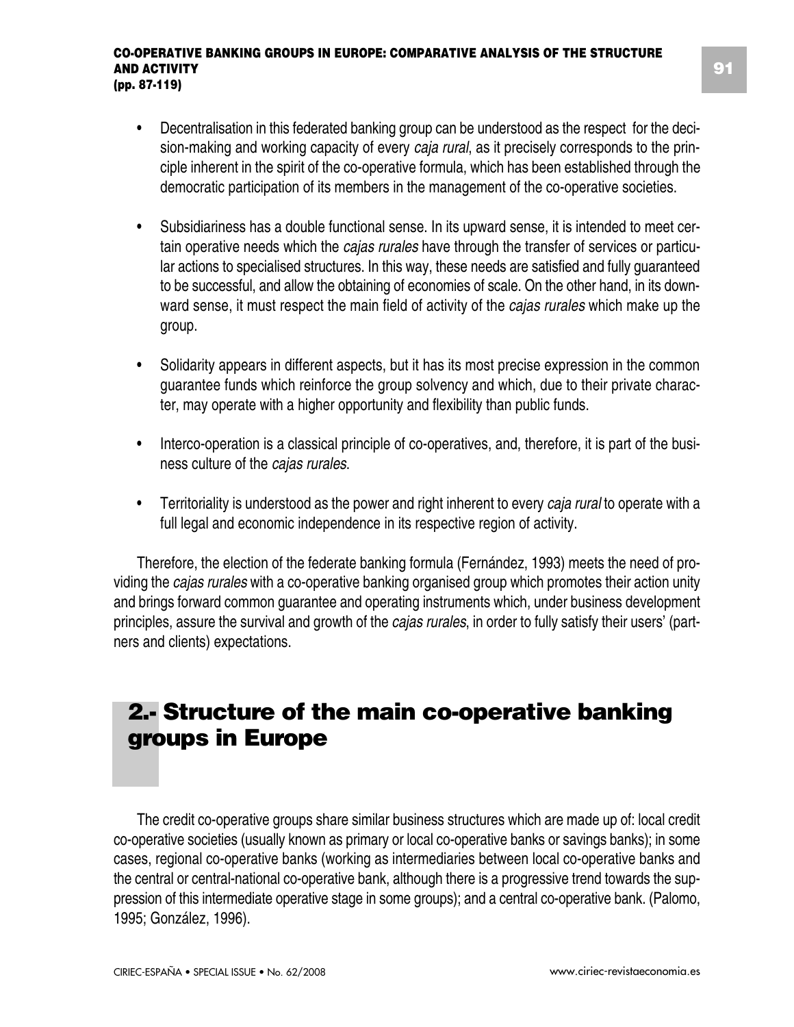- Decentralisation in this federated banking group can be understood as the respect for the decision-making and working capacity of every *caja rural*, as it precisely corresponds to the principle inherent in the spirit of the co-operative formula, which has been established through the democratic participation of its members in the management of the co-operative societies.

- Subsidiariness has a double functional sense. In its upward sense, it is intended to meet certain operative needs which the *cajas rurales* have through the transfer of services or particular actions to specialised structures. In this way, these needs are satisfied and fully guaranteed to be successful, and allow the obtaining of economies of scale. On the other hand, in its downward sense, it must respect the main field of activity of the *cajas rurales* which make up the group.

- Solidarity appears in different aspects, but it has its most precise expression in the common guarantee funds which reinforce the group solvency and which, due to their private character, may operate with a higher opportunity and flexibility than public funds.

- Interco-operation is a classical principle of co-operatives, and, therefore, it is part of the business culture of the *cajas rurales*.

- Territoriality is understood as the power and right inherent to every *caja rural* to operate with a full legal and economic independence in its respective region of activity.

Therefore, the election of the federate banking formula (Fernández, 1993) meets the need of providing the *cajas rurales* with a co-operative banking organised group which promotes their action unity and brings forward common guarantee and operating instruments which, under business development principles, assure the survival and growth of the *cajas rurales*, in order to fully satisfy their users' (partners and clients) expectations.

## 2.- Structure of the main co-operative banking groups in Europe

The credit co-operative groups share similar business structures which are made up of: local credit co-operative societies (usually known as primary or local co-operative banks or savings banks); in some cases, regional co-operative banks (working as intermediaries between local co-operative banks and the central or central-national co-operative bank, although there is a progressive trend towards the suppression of this intermediate operative stage in some groups); and a central co-operative bank. (Palomo, 1995; González, 1996).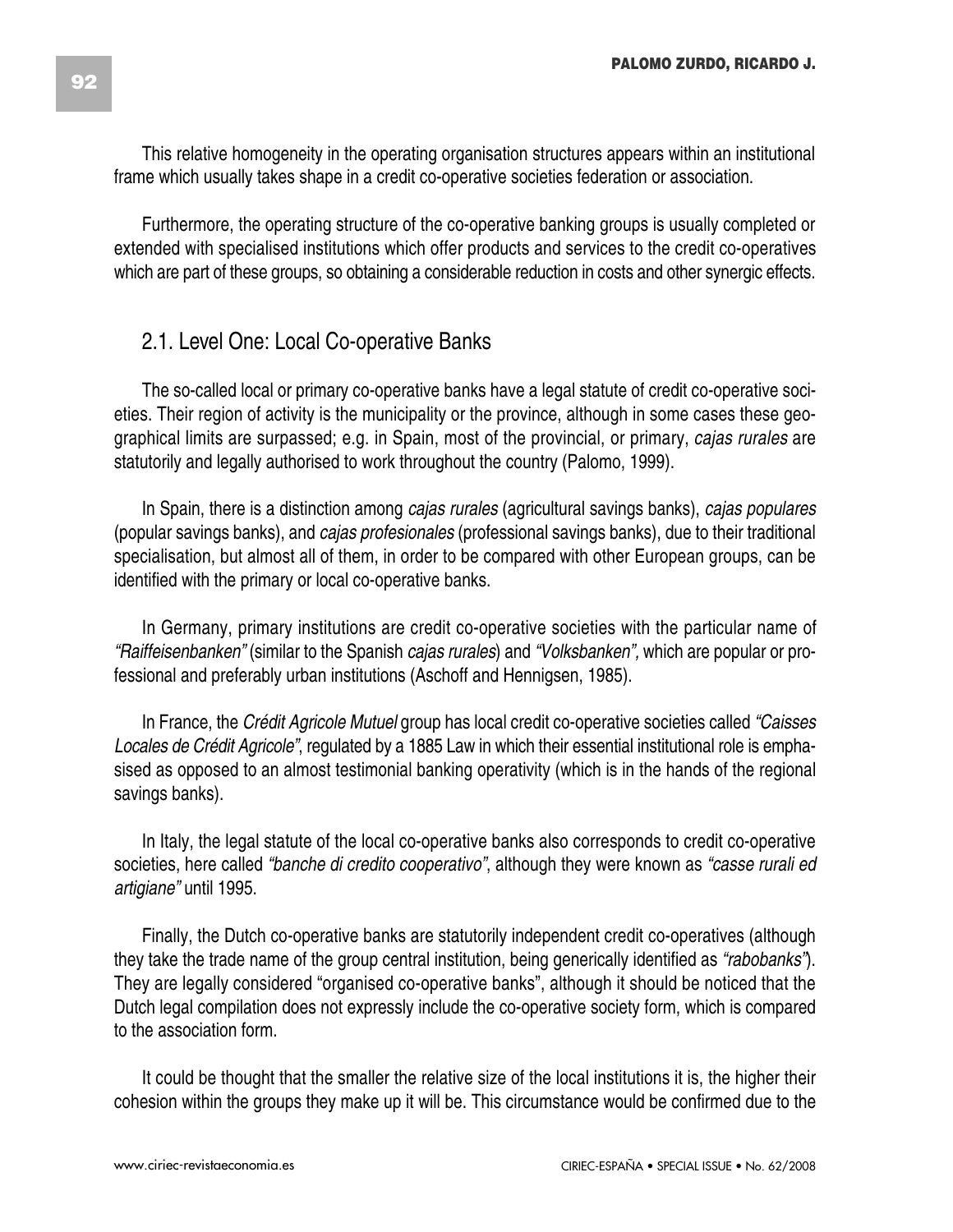This relative homogeneity in the operating organisation structures appears within an institutional frame which usually takes shape in a credit co-operative societies federation or association.

Furthermore, the operating structure of the co-operative banking groups is usually completed or extended with specialised institutions which offer products and services to the credit co-operatives which are part of these groups, so obtaining a considerable reduction in costs and other synergic effects.

## 2.1. Level One: Local Co-operative Banks

The so-called local or primary co-operative banks have a legal statute of credit co-operative societies. Their region of activity is the municipality or the province, although in some cases these geographical limits are surpassed; e.g. in Spain, most of the provincial, or primary, *cajas rurales* are statutorily and legally authorised to work throughout the country (Palomo, 1999).

In Spain, there is a distinction among *cajas rurales* (agricultural savings banks), *cajas populares* (popular savings banks), and *cajas profesionales* (professional savings banks), due to their traditional specialisation, but almost all of them, in order to be compared with other European groups, can be identified with the primary or local co-operative banks.

In Germany, primary institutions are credit co-operative societies with the particular name of *"Raiffeisenbanken"* (similar to the Spanish *cajas rurales*) and *"Volksbanken",* which are popular or professional and preferably urban institutions (Aschoff and Hennigsen, 1985).

In France, the *Crédit Agricole Mutuel* group has local credit co-operative societies called *"Caisses Locales de Crédit Agricole"*, regulated by a 1885 Law in which their essential institutional role is emphasised as opposed to an almost testimonial banking operativity (which is in the hands of the regional savings banks).

In Italy, the legal statute of the local co-operative banks also corresponds to credit co-operative societies, here called *"banche di credito cooperativo"*, although they were known as *"casse rurali ed artigiane"* until 1995.

Finally, the Dutch co-operative banks are statutorily independent credit co-operatives (although they take the trade name of the group central institution, being generically identified as *"rabobanks"*). They are legally considered "organised co-operative banks", although it should be noticed that the Dutch legal compilation does not expressly include the co-operative society form, which is compared to the association form.

It could be thought that the smaller the relative size of the local institutions it is, the higher their cohesion within the groups they make up it will be. This circumstance would be confirmed due to the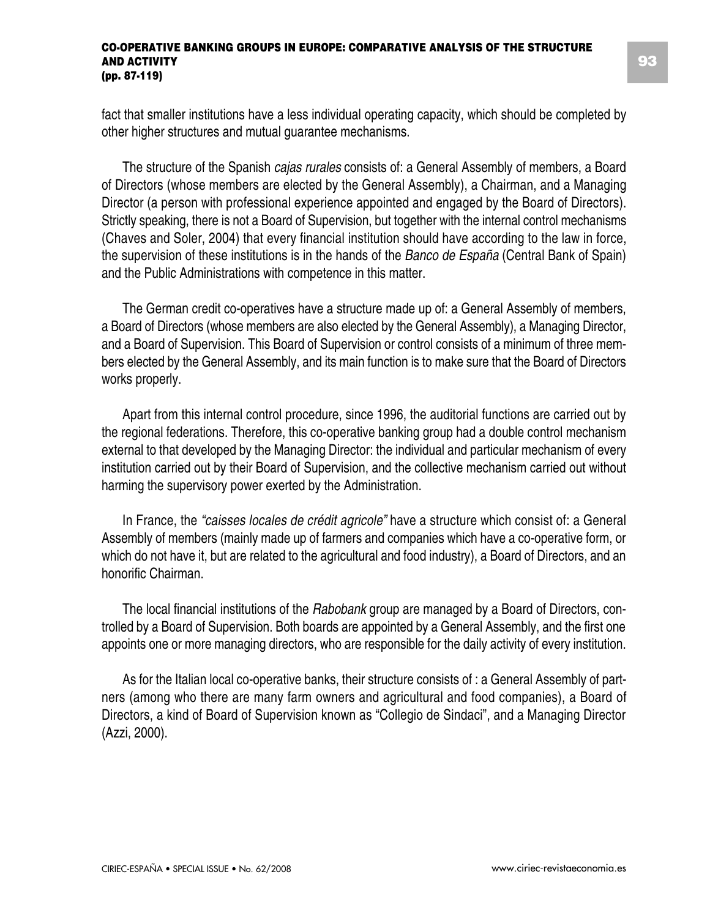fact that smaller institutions have a less individual operating capacity, which should be completed by other higher structures and mutual guarantee mechanisms.

The structure of the Spanish *cajas rurales* consists of: a General Assembly of members, a Board of Directors (whose members are elected by the General Assembly), a Chairman, and a Managing Director (a person with professional experience appointed and engaged by the Board of Directors). Strictly speaking, there is not a Board of Supervision, but together with the internal control mechanisms (Chaves and Soler, 2004) that every financial institution should have according to the law in force, the supervision of these institutions is in the hands of the *Banco de España* (Central Bank of Spain) and the Public Administrations with competence in this matter.

The German credit co-operatives have a structure made up of: a General Assembly of members, a Board of Directors (whose members are also elected by the General Assembly), a Managing Director, and a Board of Supervision. This Board of Supervision or control consists of a minimum of three members elected by the General Assembly, and its main function is to make sure that the Board of Directors works properly.

Apart from this internal control procedure, since 1996, the auditorial functions are carried out by the regional federations. Therefore, this co-operative banking group had a double control mechanism external to that developed by the Managing Director: the individual and particular mechanism of every institution carried out by their Board of Supervision, and the collective mechanism carried out without harming the supervisory power exerted by the Administration.

In France, the *"caisses locales de crédit agricole"* have a structure which consist of: a General Assembly of members (mainly made up of farmers and companies which have a co-operative form, or which do not have it, but are related to the agricultural and food industry), a Board of Directors, and an honorific Chairman.

The local financial institutions of the *Rabobank* group are managed by a Board of Directors, controlled by a Board of Supervision. Both boards are appointed by a General Assembly, and the first one appoints one or more managing directors, who are responsible for the daily activity of every institution.

As for the Italian local co-operative banks, their structure consists of : a General Assembly of partners (among who there are many farm owners and agricultural and food companies), a Board of Directors, a kind of Board of Supervision known as "Collegio de Sindaci", and a Managing Director (Azzi, 2000).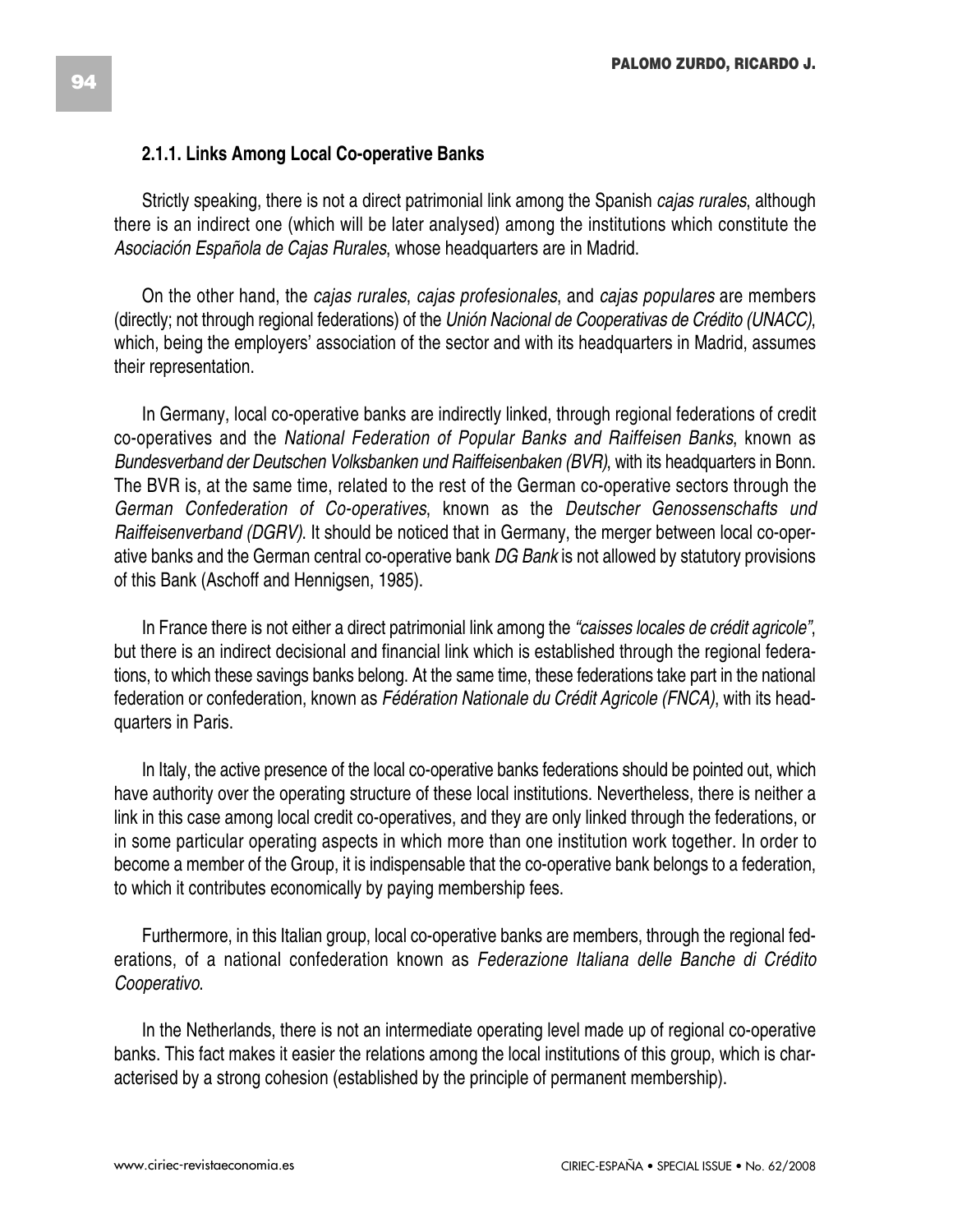### 2.1.1. Links Among Local Co-operative Banks

Strictly speaking, there is not a direct patrimonial link among the Spanish *cajas rurales*, although there is an indirect one (which will be later analysed) among the institutions which constitute the *Asociación Española de Cajas Rurales*, whose headquarters are in Madrid.

On the other hand, the *cajas rurales*, *cajas profesionales*, and *cajas populares* are members (directly; not through regional federations) of the *Unión Nacional de Cooperativas de Crédito (UNACC)*, which, being the employers' association of the sector and with its headquarters in Madrid, assumes their representation.

In Germany, local co-operative banks are indirectly linked, through regional federations of credit co-operatives and the *National Federation of Popular Banks and Raiffeisen Banks*, known as *Bundesverband der Deutschen Volksbanken und Raiffeisenbaken (BVR)*, with its headquarters in Bonn. The BVR is, at the same time, related to the rest of the German co-operative sectors through the *German Confederation of Co-operatives*, known as the *Deutscher Genossenschafts und Raiffeisenverband (DGRV)*. It should be noticed that in Germany, the merger between local co-operative banks and the German central co-operative bank *DG Bank* is not allowed by statutory provisions of this Bank (Aschoff and Hennigsen, 1985).

In France there is not either a direct patrimonial link among the *"caisses locales de crédit agricole"*, but there is an indirect decisional and financial link which is established through the regional federations, to which these savings banks belong. At the same time, these federations take part in the national federation or confederation, known as *Fédération Nationale du Crédit Agricole (FNCA)*, with its headquarters in Paris.

In Italy, the active presence of the local co-operative banks federations should be pointed out, which have authority over the operating structure of these local institutions. Nevertheless, there is neither a link in this case among local credit co-operatives, and they are only linked through the federations, or in some particular operating aspects in which more than one institution work together. In order to become a member of the Group, it is indispensable that the co-operative bank belongs to a federation, to which it contributes economically by paying membership fees.

Furthermore, in this Italian group, local co-operative banks are members, through the regional federations, of a national confederation known as *Federazione Italiana delle Banche di Crédito Cooperativo*.

In the Netherlands, there is not an intermediate operating level made up of regional co-operative banks. This fact makes it easier the relations among the local institutions of this group, which is characterised by a strong cohesion (established by the principle of permanent membership).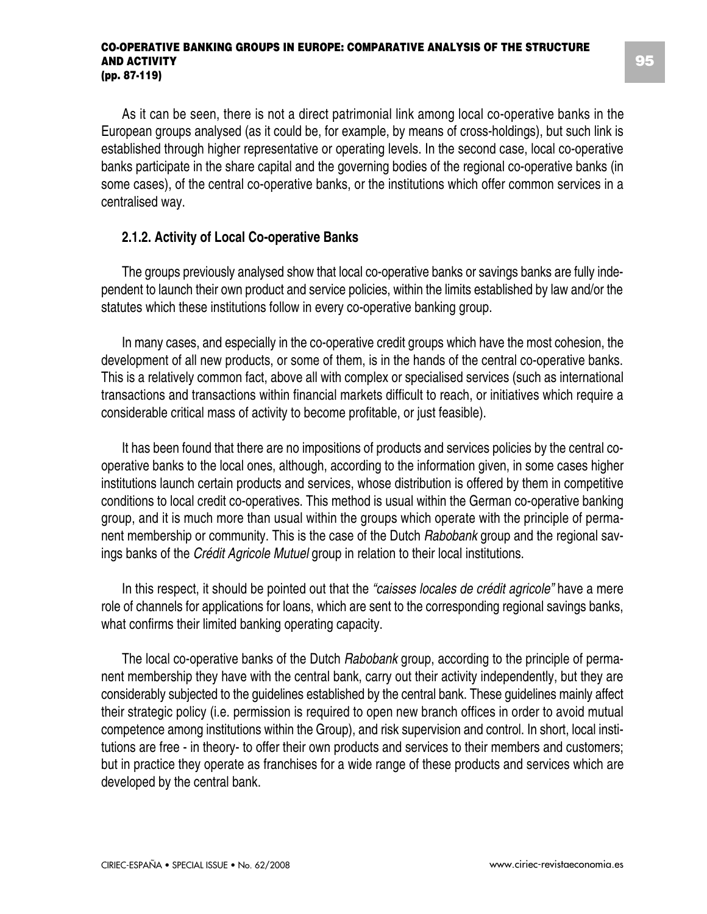As it can be seen, there is not a direct patrimonial link among local co-operative banks in the European groups analysed (as it could be, for example, by means of cross-holdings), but such link is established through higher representative or operating levels. In the second case, local co-operative banks participate in the share capital and the governing bodies of the regional co-operative banks (in some cases), of the central co-operative banks, or the institutions which offer common services in a centralised way.

### 2.1.2. Activity of Local Co-operative Banks

The groups previously analysed show that local co-operative banks or savings banks are fully independent to launch their own product and service policies, within the limits established by law and/or the statutes which these institutions follow in every co-operative banking group.

In many cases, and especially in the co-operative credit groups which have the most cohesion, the development of all new products, or some of them, is in the hands of the central co-operative banks. This is a relatively common fact, above all with complex or specialised services (such as international transactions and transactions within financial markets difficult to reach, or initiatives which require a considerable critical mass of activity to become profitable, or just feasible).

It has been found that there are no impositions of products and services policies by the central co-operative banks to the local ones, although, according to the information given, in some cases higher institutions launch certain products and services, whose distribution is offered by them in competitive conditions to local credit co-operatives. This method is usual within the German co-operative banking group, and it is much more than usual within the groups which operate with the principle of permanent membership or community. This is the case of the Dutch *Rabobank* group and the regional savings banks of the *Crédit Agricole Mutuel* group in relation to their local institutions.

In this respect, it should be pointed out that the *"caisses locales de crédit agricole"* have a mere role of channels for applications for loans, which are sent to the corresponding regional savings banks, what confirms their limited banking operating capacity.

The local co-operative banks of the Dutch *Rabobank* group, according to the principle of permanent membership they have with the central bank, carry out their activity independently, but they are considerably subjected to the guidelines established by the central bank. These guidelines mainly affect their strategic policy (i.e. permission is required to open new branch offices in order to avoid mutual competence among institutions within the Group), and risk supervision and control. In short, local institutions are free - in theory- to offer their own products and services to their members and customers; but in practice they operate as franchises for a wide range of these products and services which are developed by the central bank.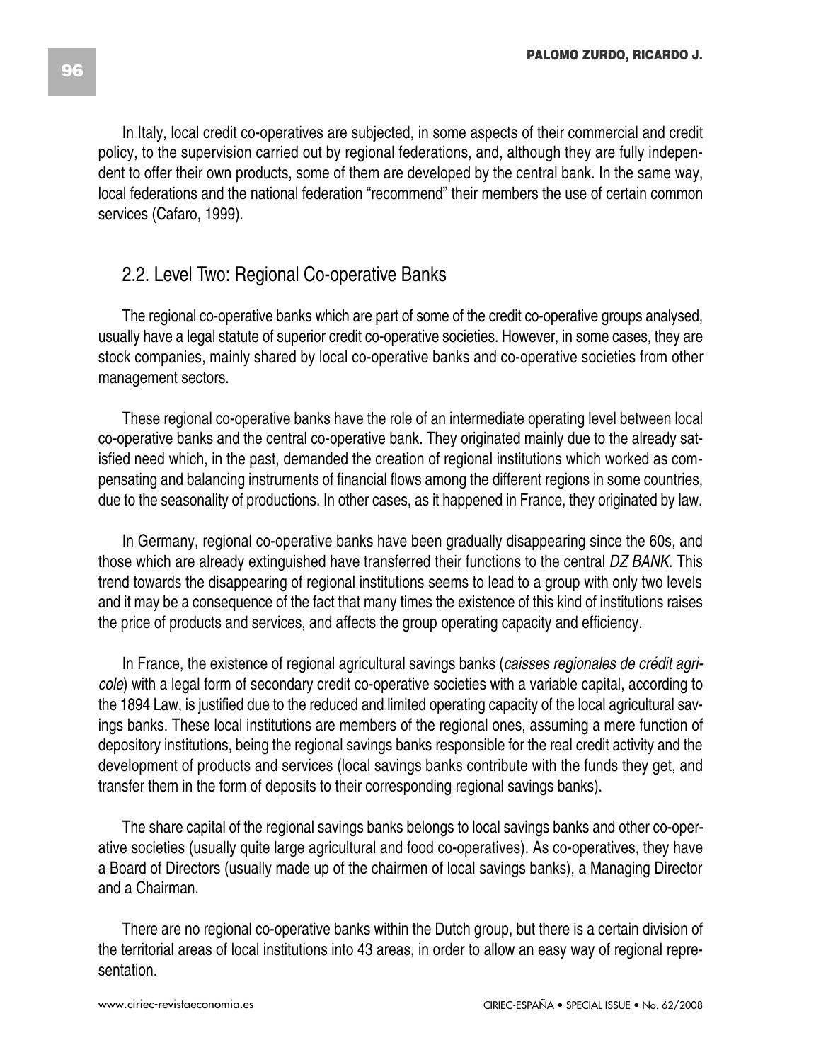In Italy, local credit co-operatives are subjected, in some aspects of their commercial and credit policy, to the supervision carried out by regional federations, and, although they are fully independent to offer their own products, some of them are developed by the central bank. In the same way, local federations and the national federation "recommend" their members the use of certain common services (Cafaro, 1999).

## 2.2. Level Two: Regional Co-operative Banks

The regional co-operative banks which are part of some of the credit co-operative groups analysed, usually have a legal statute of superior credit co-operative societies. However, in some cases, they are stock companies, mainly shared by local co-operative banks and co-operative societies from other management sectors.

These regional co-operative banks have the role of an intermediate operating level between local co-operative banks and the central co-operative bank. They originated mainly due to the already satisfied need which, in the past, demanded the creation of regional institutions which worked as compensating and balancing instruments of financial flows among the different regions in some countries, due to the seasonality of productions. In other cases, as it happened in France, they originated by law.

In Germany, regional co-operative banks have been gradually disappearing since the 60s, and those which are already extinguished have transferred their functions to the central *DZ BANK*. This trend towards the disappearing of regional institutions seems to lead to a group with only two levels and it may be a consequence of the fact that many times the existence of this kind of institutions raises the price of products and services, and affects the group operating capacity and efficiency.

In France, the existence of regional agricultural savings banks (*caisses regionales de crédit agricole*) with a legal form of secondary credit co-operative societies with a variable capital, according to the 1894 Law, is justified due to the reduced and limited operating capacity of the local agricultural savings banks. These local institutions are members of the regional ones, assuming a mere function of depository institutions, being the regional savings banks responsible for the real credit activity and the development of products and services (local savings banks contribute with the funds they get, and transfer them in the form of deposits to their corresponding regional savings banks).

The share capital of the regional savings banks belongs to local savings banks and other co-operative societies (usually quite large agricultural and food co-operatives). As co-operatives, they have a Board of Directors (usually made up of the chairmen of local savings banks), a Managing Director and a Chairman.

There are no regional co-operative banks within the Dutch group, but there is a certain division of the territorial areas of local institutions into 43 areas, in order to allow an easy way of regional representation.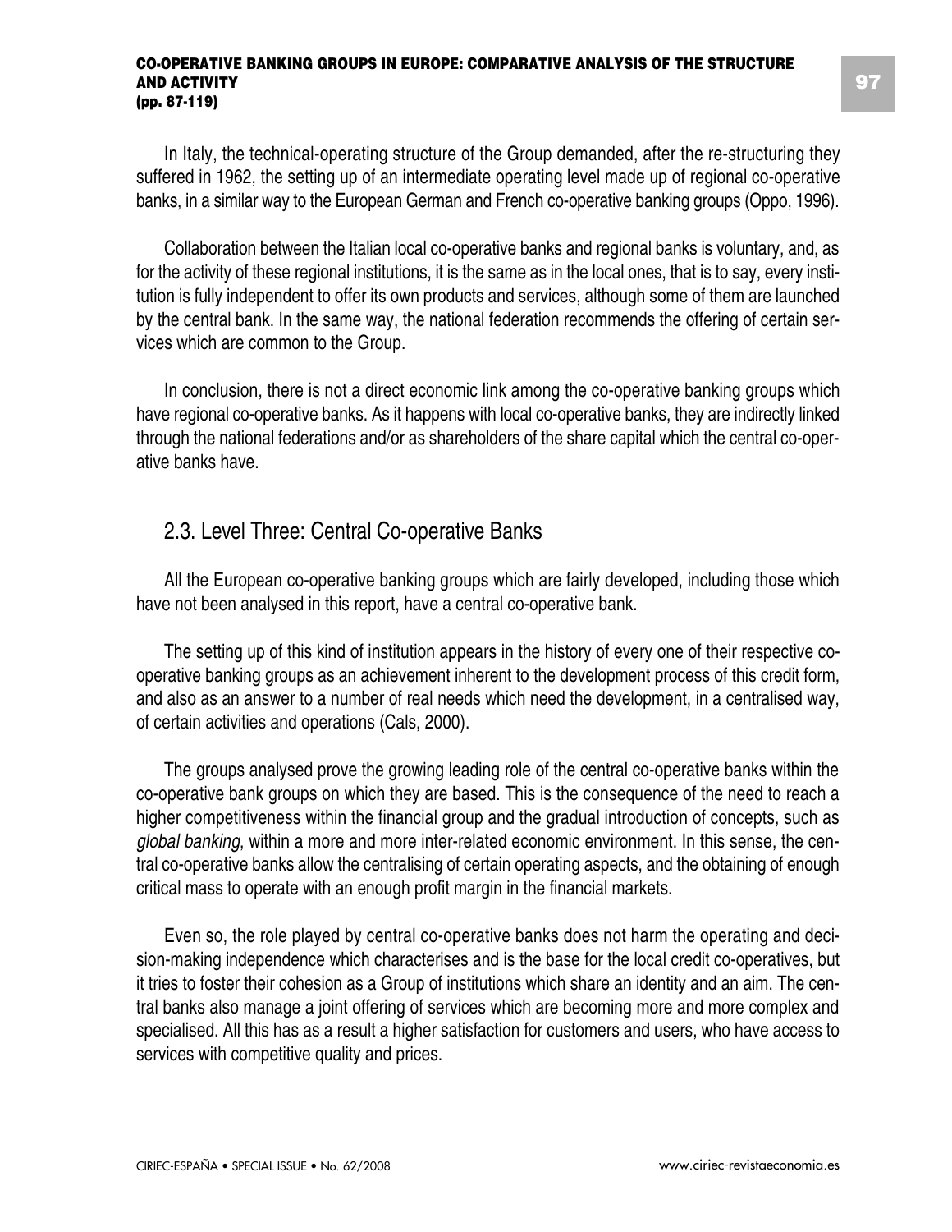In Italy, the technical-operating structure of the Group demanded, after the re-structuring they suffered in 1962, the setting up of an intermediate operating level made up of regional co-operative banks, in a similar way to the European German and French co-operative banking groups (Oppo, 1996).

Collaboration between the Italian local co-operative banks and regional banks is voluntary, and, as for the activity of these regional institutions, it is the same as in the local ones, that is to say, every institution is fully independent to offer its own products and services, although some of them are launched by the central bank. In the same way, the national federation recommends the offering of certain services which are common to the Group.

In conclusion, there is not a direct economic link among the co-operative banking groups which have regional co-operative banks. As it happens with local co-operative banks, they are indirectly linked through the national federations and/or as shareholders of the share capital which the central co-operative banks have.

## 2.3. Level Three: Central Co-operative Banks

All the European co-operative banking groups which are fairly developed, including those which have not been analysed in this report, have a central co-operative bank.

The setting up of this kind of institution appears in the history of every one of their respective co-operative banking groups as an achievement inherent to the development process of this credit form, and also as an answer to a number of real needs which need the development, in a centralised way, of certain activities and operations (Cals, 2000).

The groups analysed prove the growing leading role of the central co-operative banks within the co-operative bank groups on which they are based. This is the consequence of the need to reach a higher competitiveness within the financial group and the gradual introduction of concepts, such as *global banking*, within a more and more inter-related economic environment. In this sense, the central co-operative banks allow the centralising of certain operating aspects, and the obtaining of enough critical mass to operate with an enough profit margin in the financial markets.

Even so, the role played by central co-operative banks does not harm the operating and decision-making independence which characterises and is the base for the local credit co-operatives, but it tries to foster their cohesion as a Group of institutions which share an identity and an aim. The central banks also manage a joint offering of services which are becoming more and more complex and specialised. All this has as a result a higher satisfaction for customers and users, who have access to services with competitive quality and prices.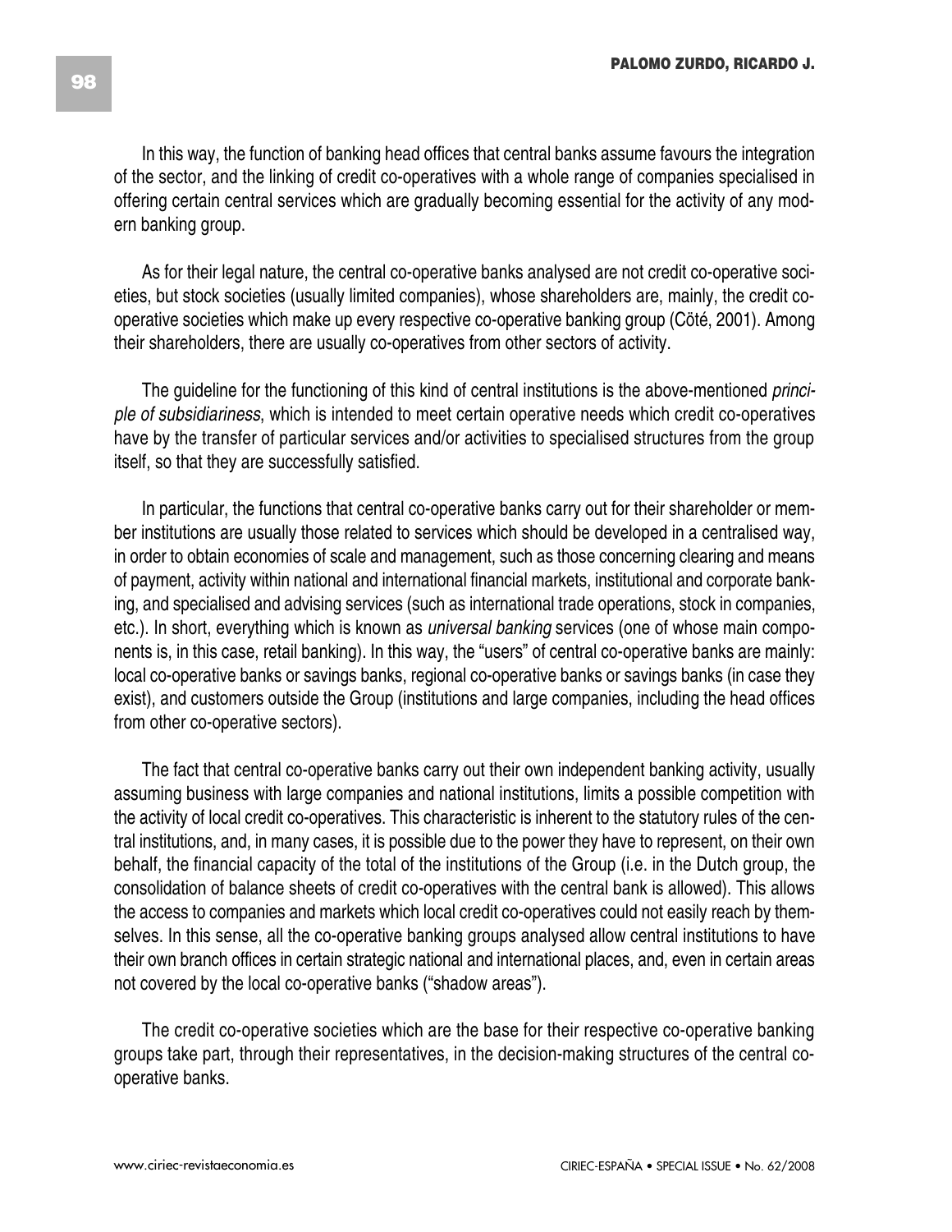In this way, the function of banking head offices that central banks assume favours the integration of the sector, and the linking of credit co-operatives with a whole range of companies specialised in offering certain central services which are gradually becoming essential for the activity of any modern banking group.

As for their legal nature, the central co-operative banks analysed are not credit co-operative societies, but stock societies (usually limited companies), whose shareholders are, mainly, the credit co-operative societies which make up every respective co-operative banking group (Cöté, 2001). Among their shareholders, there are usually co-operatives from other sectors of activity.

The guideline for the functioning of this kind of central institutions is the above-mentioned *principle of subsidiariness*, which is intended to meet certain operative needs which credit co-operatives have by the transfer of particular services and/or activities to specialised structures from the group itself, so that they are successfully satisfied.

In particular, the functions that central co-operative banks carry out for their shareholder or member institutions are usually those related to services which should be developed in a centralised way, in order to obtain economies of scale and management, such as those concerning clearing and means of payment, activity within national and international financial markets, institutional and corporate banking, and specialised and advising services (such as international trade operations, stock in companies, etc.). In short, everything which is known as *universal banking* services (one of whose main components is, in this case, retail banking). In this way, the "users" of central co-operative banks are mainly: local co-operative banks or savings banks, regional co-operative banks or savings banks (in case they exist), and customers outside the Group (institutions and large companies, including the head offices from other co-operative sectors).

The fact that central co-operative banks carry out their own independent banking activity, usually assuming business with large companies and national institutions, limits a possible competition with the activity of local credit co-operatives. This characteristic is inherent to the statutory rules of the central institutions, and, in many cases, it is possible due to the power they have to represent, on their own behalf, the financial capacity of the total of the institutions of the Group (i.e. in the Dutch group, the consolidation of balance sheets of credit co-operatives with the central bank is allowed). This allows the access to companies and markets which local credit co-operatives could not easily reach by themselves. In this sense, all the co-operative banking groups analysed allow central institutions to have their own branch offices in certain strategic national and international places, and, even in certain areas not covered by the local co-operative banks ("shadow areas").

The credit co-operative societies which are the base for their respective co-operative banking groups take part, through their representatives, in the decision-making structures of the central co-operative banks.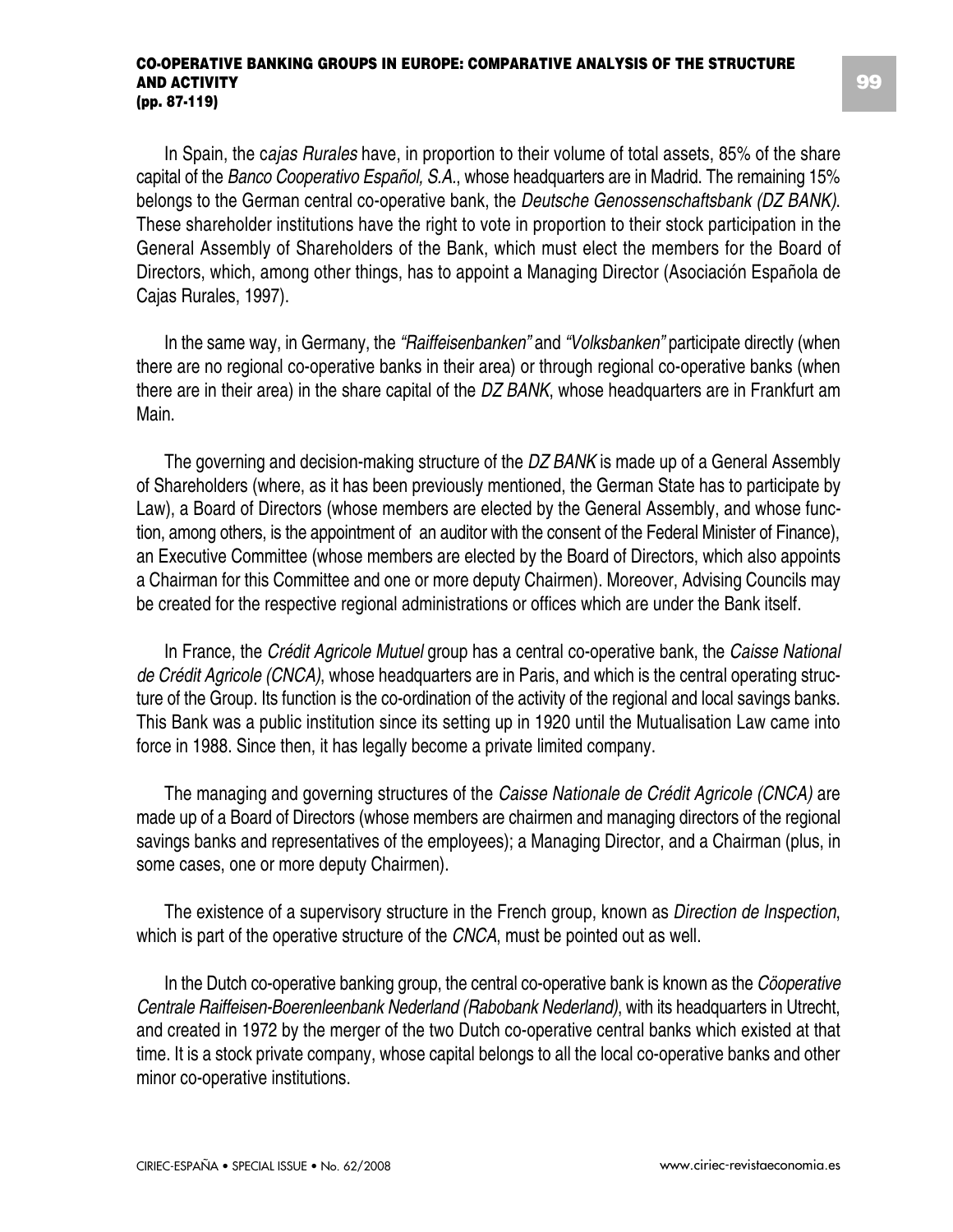In Spain, the c*ajas Rurales* have, in proportion to their volume of total assets, 85% of the share capital of the *Banco Cooperativo Español, S.A.*, whose headquarters are in Madrid. The remaining 15% belongs to the German central co-operative bank, the *Deutsche Genossenschaftsbank (DZ BANK)*. These shareholder institutions have the right to vote in proportion to their stock participation in the General Assembly of Shareholders of the Bank, which must elect the members for the Board of Directors, which, among other things, has to appoint a Managing Director (Asociación Española de Cajas Rurales, 1997).

In the same way, in Germany, the *"Raiffeisenbanken"* and *"Volksbanken"* participate directly (when there are no regional co-operative banks in their area) or through regional co-operative banks (when there are in their area) in the share capital of the *DZ BANK*, whose headquarters are in Frankfurt am Main.

The governing and decision-making structure of the *DZ BANK* is made up of a General Assembly of Shareholders (where, as it has been previously mentioned, the German State has to participate by Law), a Board of Directors (whose members are elected by the General Assembly, and whose function, among others, is the appointment of an auditor with the consent of the Federal Minister of Finance), an Executive Committee (whose members are elected by the Board of Directors, which also appoints a Chairman for this Committee and one or more deputy Chairmen). Moreover, Advising Councils may be created for the respective regional administrations or offices which are under the Bank itself.

In France, the *Crédit Agricole Mutuel* group has a central co-operative bank, the *Caisse National de Crédit Agricole (CNCA)*, whose headquarters are in Paris, and which is the central operating structure of the Group. Its function is the co-ordination of the activity of the regional and local savings banks. This Bank was a public institution since its setting up in 1920 until the Mutualisation Law came into force in 1988. Since then, it has legally become a private limited company.

The managing and governing structures of the *Caisse Nationale de Crédit Agricole (CNCA)* are made up of a Board of Directors (whose members are chairmen and managing directors of the regional savings banks and representatives of the employees); a Managing Director, and a Chairman (plus, in some cases, one or more deputy Chairmen).

The existence of a supervisory structure in the French group, known as *Direction de Inspection*, which is part of the operative structure of the *CNCA*, must be pointed out as well.

In the Dutch co-operative banking group, the central co-operative bank is known as the *Cöoperative Centrale Raiffeisen-Boerenleenbank Nederland (Rabobank Nederland)*, with its headquarters in Utrecht, and created in 1972 by the merger of the two Dutch co-operative central banks which existed at that time. It is a stock private company, whose capital belongs to all the local co-operative banks and other minor co-operative institutions.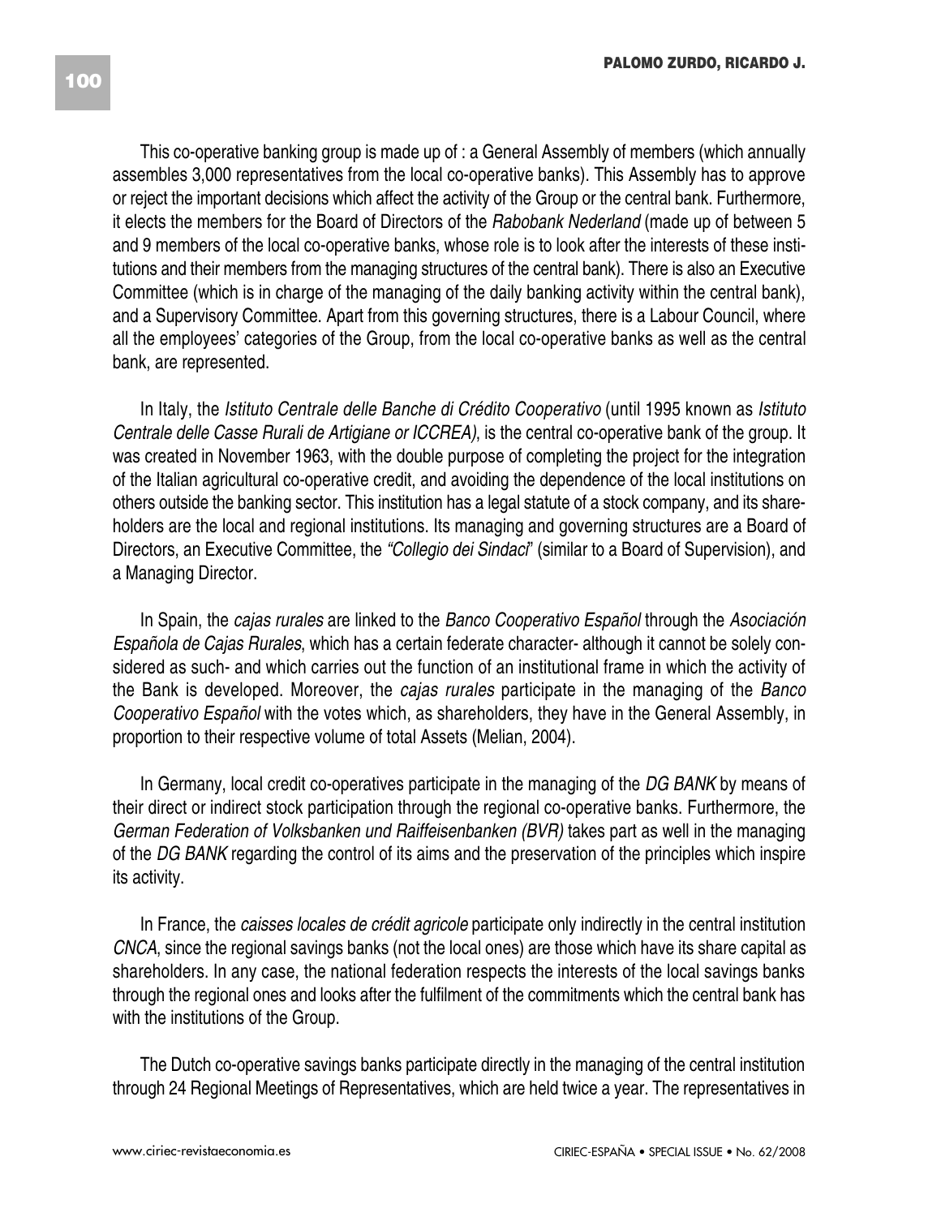This co-operative banking group is made up of : a General Assembly of members (which annually assembles 3,000 representatives from the local co-operative banks). This Assembly has to approve or reject the important decisions which affect the activity of the Group or the central bank. Furthermore, it elects the members for the Board of Directors of the *Rabobank Nederland* (made up of between 5 and 9 members of the local co-operative banks, whose role is to look after the interests of these institutions and their members from the managing structures of the central bank). There is also an Executive Committee (which is in charge of the managing of the daily banking activity within the central bank), and a Supervisory Committee. Apart from this governing structures, there is a Labour Council, where all the employees' categories of the Group, from the local co-operative banks as well as the central bank, are represented.

In Italy, the *Istituto Centrale delle Banche di Crédito Cooperativo* (until 1995 known as *Istituto Centrale delle Casse Rurali de Artigiane or ICCREA)*, is the central co-operative bank of the group. It was created in November 1963, with the double purpose of completing the project for the integration of the Italian agricultural co-operative credit, and avoiding the dependence of the local institutions on others outside the banking sector. This institution has a legal statute of a stock company, and its shareholders are the local and regional institutions. Its managing and governing structures are a Board of Directors, an Executive Committee, the *"Collegio dei Sindaci*" (similar to a Board of Supervision), and a Managing Director.

In Spain, the *cajas rurales* are linked to the *Banco Cooperativo Español* through the *Asociación Española de Cajas Rurales*, which has a certain federate character- although it cannot be solely considered as such- and which carries out the function of an institutional frame in which the activity of the Bank is developed. Moreover, the *cajas rurales* participate in the managing of the *Banco Cooperativo Español* with the votes which, as shareholders, they have in the General Assembly, in proportion to their respective volume of total Assets (Melian, 2004).

In Germany, local credit co-operatives participate in the managing of the *DG BANK* by means of their direct or indirect stock participation through the regional co-operative banks. Furthermore, the *German Federation of Volksbanken und Raiffeisenbanken (BVR)* takes part as well in the managing of the *DG BANK* regarding the control of its aims and the preservation of the principles which inspire its activity.

In France, the *caisses locales de crédit agricole* participate only indirectly in the central institution *CNCA*, since the regional savings banks (not the local ones) are those which have its share capital as shareholders. In any case, the national federation respects the interests of the local savings banks through the regional ones and looks after the fulfilment of the commitments which the central bank has with the institutions of the Group.

The Dutch co-operative savings banks participate directly in the managing of the central institution through 24 Regional Meetings of Representatives, which are held twice a year. The representatives in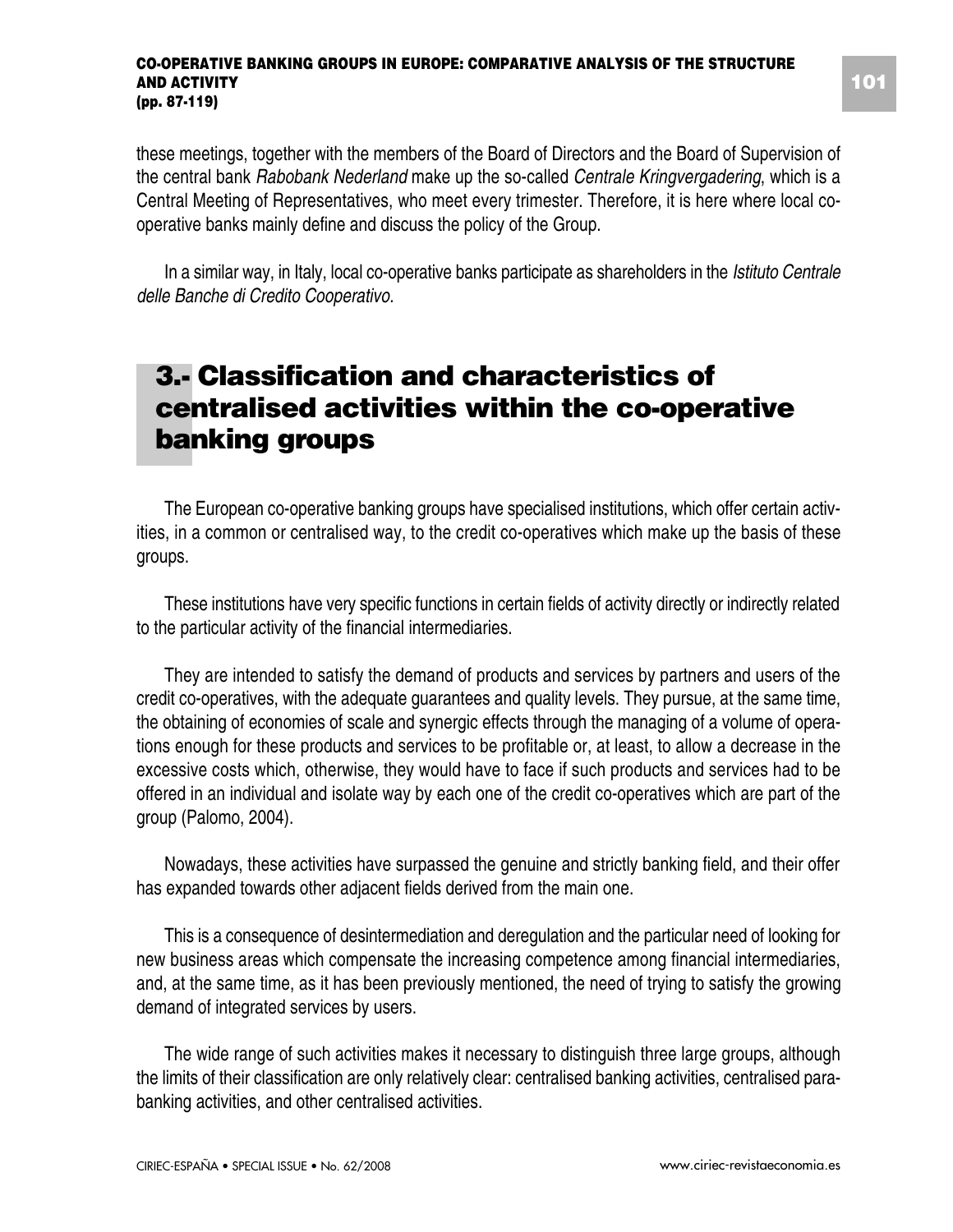these meetings, together with the members of the Board of Directors and the Board of Supervision of the central bank *Rabobank Nederland* make up the so-called *Centrale Kringvergadering*, which is a Central Meeting of Representatives, who meet every trimester. Therefore, it is here where local co-operative banks mainly define and discuss the policy of the Group.

In a similar way, in Italy, local co-operative banks participate as shareholders in the *Istituto Centrale delle Banche di Credito Cooperativo.*

# 3.- Classification and characteristics of centralised activities within the co-operative banking groups

The European co-operative banking groups have specialised institutions, which offer certain activities, in a common or centralised way, to the credit co-operatives which make up the basis of these groups.

These institutions have very specific functions in certain fields of activity directly or indirectly related to the particular activity of the financial intermediaries.

They are intended to satisfy the demand of products and services by partners and users of the credit co-operatives, with the adequate guarantees and quality levels. They pursue, at the same time, the obtaining of economies of scale and synergic effects through the managing of a volume of operations enough for these products and services to be profitable or, at least, to allow a decrease in the excessive costs which, otherwise, they would have to face if such products and services had to be offered in an individual and isolate way by each one of the credit co-operatives which are part of the group (Palomo, 2004).

Nowadays, these activities have surpassed the genuine and strictly banking field, and their offer has expanded towards other adjacent fields derived from the main one.

This is a consequence of desintermediation and deregulation and the particular need of looking for new business areas which compensate the increasing competence among financial intermediaries, and, at the same time, as it has been previously mentioned, the need of trying to satisfy the growing demand of integrated services by users.

The wide range of such activities makes it necessary to distinguish three large groups, although the limits of their classification are only relatively clear: centralised banking activities, centralised para-banking activities, and other centralised activities.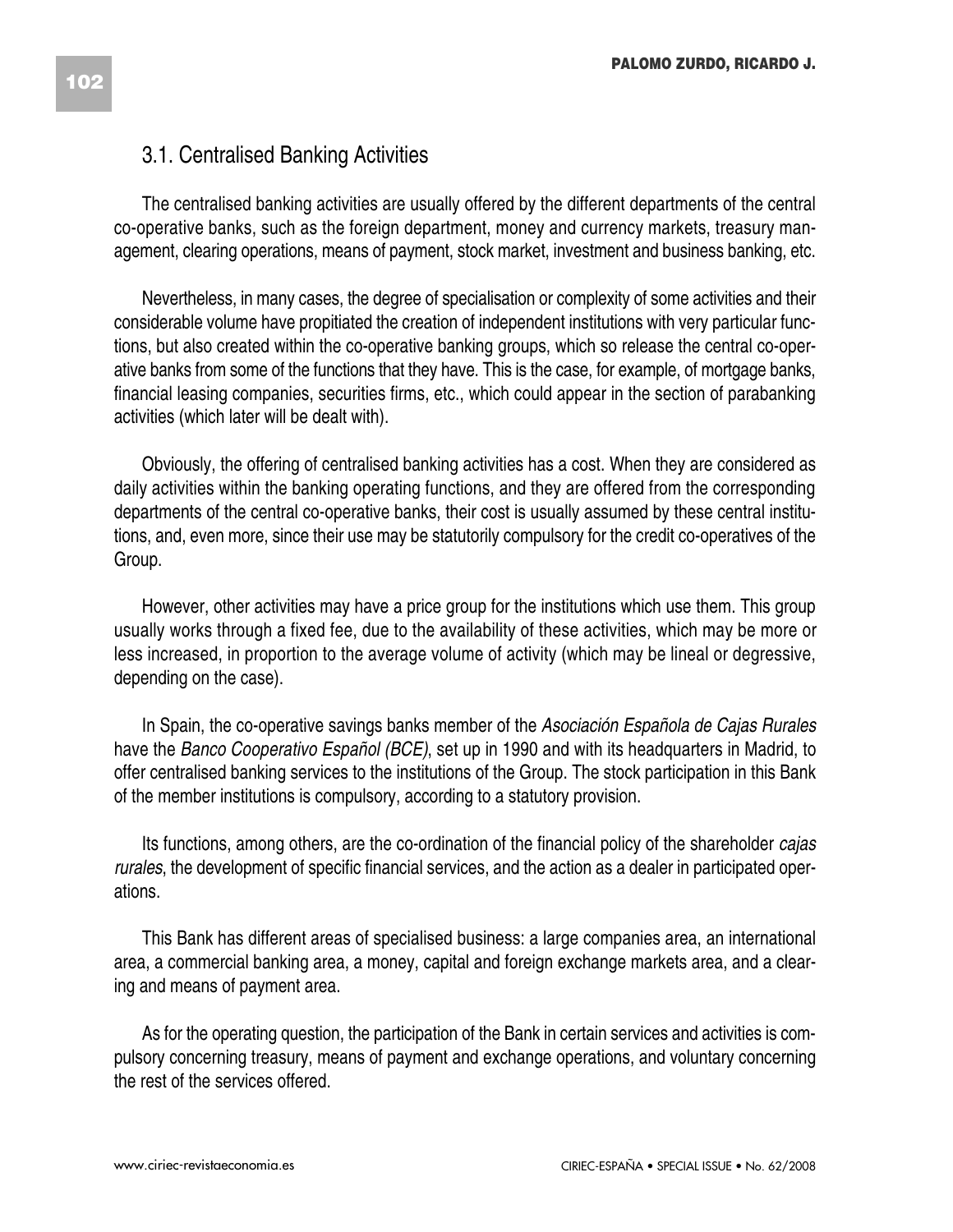## 3.1. Centralised Banking Activities

The centralised banking activities are usually offered by the different departments of the central co-operative banks, such as the foreign department, money and currency markets, treasury management, clearing operations, means of payment, stock market, investment and business banking, etc.

Nevertheless, in many cases, the degree of specialisation or complexity of some activities and their considerable volume have propitiated the creation of independent institutions with very particular functions, but also created within the co-operative banking groups, which so release the central co-operative banks from some of the functions that they have. This is the case, for example, of mortgage banks, financial leasing companies, securities firms, etc., which could appear in the section of parabanking activities (which later will be dealt with).

Obviously, the offering of centralised banking activities has a cost. When they are considered as daily activities within the banking operating functions, and they are offered from the corresponding departments of the central co-operative banks, their cost is usually assumed by these central institutions, and, even more, since their use may be statutorily compulsory for the credit co-operatives of the Group.

However, other activities may have a price group for the institutions which use them. This group usually works through a fixed fee, due to the availability of these activities, which may be more or less increased, in proportion to the average volume of activity (which may be lineal or degressive, depending on the case).

In Spain, the co-operative savings banks member of the *Asociación Española de Cajas Rurales* have the *Banco Cooperativo Español (BCE)*, set up in 1990 and with its headquarters in Madrid, to offer centralised banking services to the institutions of the Group. The stock participation in this Bank of the member institutions is compulsory, according to a statutory provision.

Its functions, among others, are the co-ordination of the financial policy of the shareholder *cajas rurales*, the development of specific financial services, and the action as a dealer in participated operations.

This Bank has different areas of specialised business: a large companies area, an international area, a commercial banking area, a money, capital and foreign exchange markets area, and a clearing and means of payment area.

As for the operating question, the participation of the Bank in certain services and activities is compulsory concerning treasury, means of payment and exchange operations, and voluntary concerning the rest of the services offered.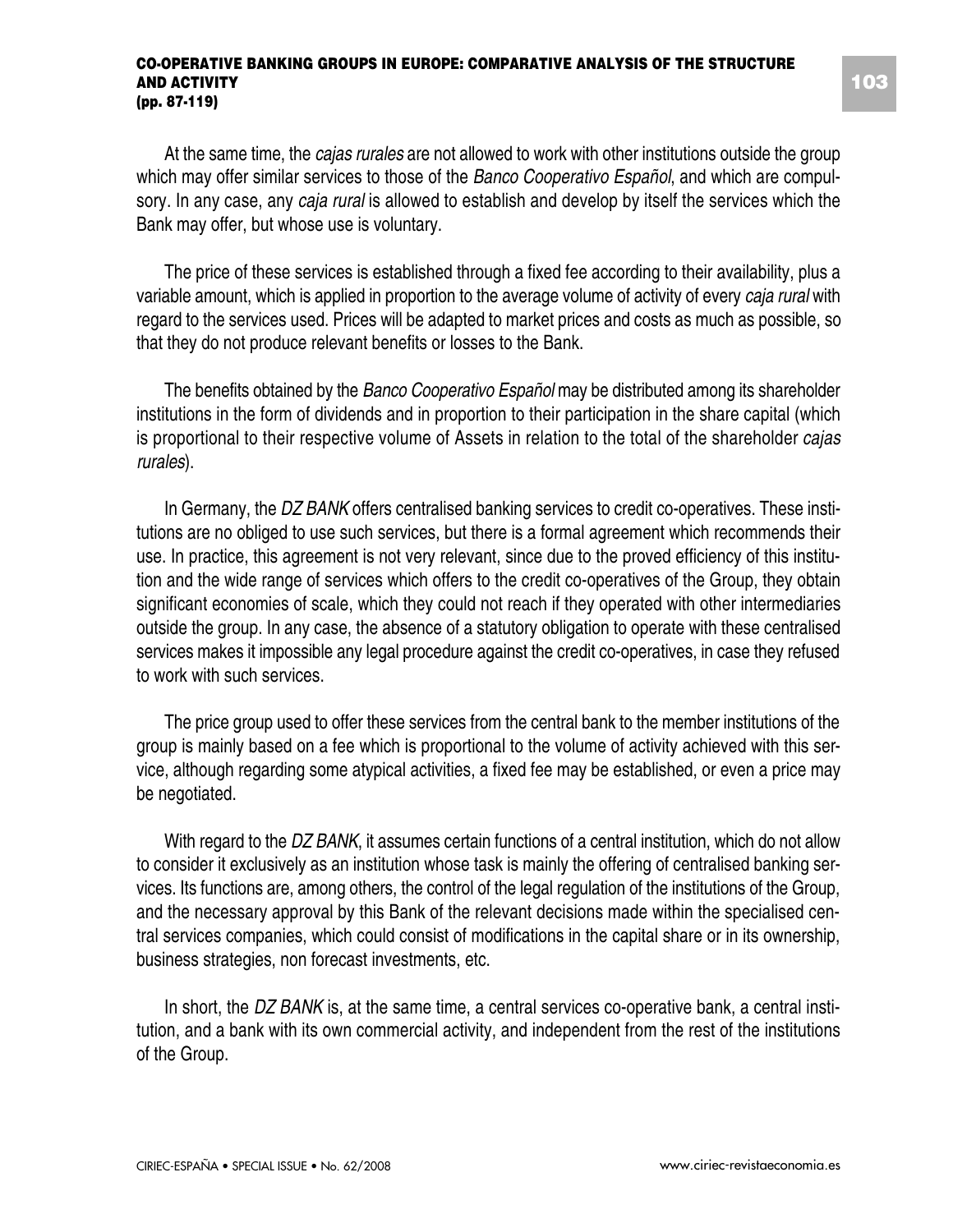At the same time, the *cajas rurales* are not allowed to work with other institutions outside the group which may offer similar services to those of the *Banco Cooperativo Español*, and which are compulsory. In any case, any *caja rural* is allowed to establish and develop by itself the services which the Bank may offer, but whose use is voluntary.

The price of these services is established through a fixed fee according to their availability, plus a variable amount, which is applied in proportion to the average volume of activity of every *caja rural* with regard to the services used. Prices will be adapted to market prices and costs as much as possible, so that they do not produce relevant benefits or losses to the Bank.

The benefits obtained by the *Banco Cooperativo Español* may be distributed among its shareholder institutions in the form of dividends and in proportion to their participation in the share capital (which is proportional to their respective volume of Assets in relation to the total of the shareholder *cajas rurales*).

In Germany, the *DZ BANK* offers centralised banking services to credit co-operatives. These institutions are no obliged to use such services, but there is a formal agreement which recommends their use. In practice, this agreement is not very relevant, since due to the proved efficiency of this institution and the wide range of services which offers to the credit co-operatives of the Group, they obtain significant economies of scale, which they could not reach if they operated with other intermediaries outside the group. In any case, the absence of a statutory obligation to operate with these centralised services makes it impossible any legal procedure against the credit co-operatives, in case they refused to work with such services.

The price group used to offer these services from the central bank to the member institutions of the group is mainly based on a fee which is proportional to the volume of activity achieved with this service, although regarding some atypical activities, a fixed fee may be established, or even a price may be negotiated.

With regard to the *DZ BANK*, it assumes certain functions of a central institution, which do not allow to consider it exclusively as an institution whose task is mainly the offering of centralised banking services. Its functions are, among others, the control of the legal regulation of the institutions of the Group, and the necessary approval by this Bank of the relevant decisions made within the specialised central services companies, which could consist of modifications in the capital share or in its ownership, business strategies, non forecast investments, etc.

In short, the *DZ BANK* is, at the same time, a central services co-operative bank, a central institution, and a bank with its own commercial activity, and independent from the rest of the institutions of the Group.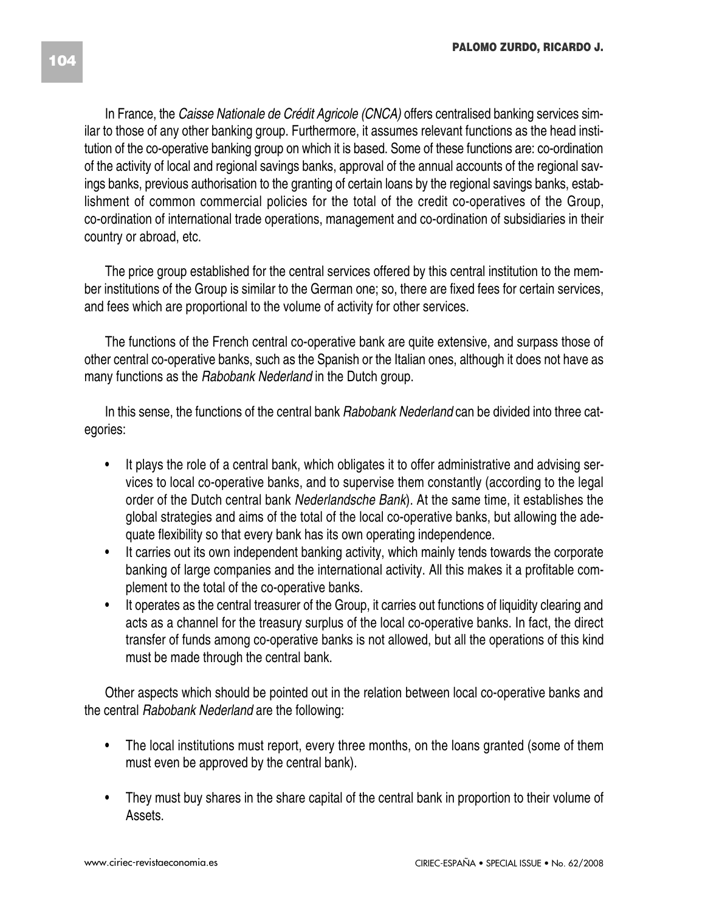In France, the *Caisse Nationale de Crédit Agricole (CNCA)* offers centralised banking services similar to those of any other banking group. Furthermore, it assumes relevant functions as the head institution of the co-operative banking group on which it is based. Some of these functions are: co-ordination of the activity of local and regional savings banks, approval of the annual accounts of the regional savings banks, previous authorisation to the granting of certain loans by the regional savings banks, establishment of common commercial policies for the total of the credit co-operatives of the Group, co-ordination of international trade operations, management and co-ordination of subsidiaries in their country or abroad, etc.

The price group established for the central services offered by this central institution to the member institutions of the Group is similar to the German one; so, there are fixed fees for certain services, and fees which are proportional to the volume of activity for other services.

The functions of the French central co-operative bank are quite extensive, and surpass those of other central co-operative banks, such as the Spanish or the Italian ones, although it does not have as many functions as the *Rabobank Nederland* in the Dutch group.

In this sense, the functions of the central bank *Rabobank Nederland* can be divided into three categories:

- It plays the role of a central bank, which obligates it to offer administrative and advising services to local co-operative banks, and to supervise them constantly (according to the legal order of the Dutch central bank *Nederlandsche Bank*). At the same time, it establishes the global strategies and aims of the total of the local co-operative banks, but allowing the adequate flexibility so that every bank has its own operating independence.
- It carries out its own independent banking activity, which mainly tends towards the corporate banking of large companies and the international activity. All this makes it a profitable complement to the total of the co-operative banks.
- It operates as the central treasurer of the Group, it carries out functions of liquidity clearing and acts as a channel for the treasury surplus of the local co-operative banks. In fact, the direct transfer of funds among co-operative banks is not allowed, but all the operations of this kind must be made through the central bank.

Other aspects which should be pointed out in the relation between local co-operative banks and the central *Rabobank Nederland* are the following:

- The local institutions must report, every three months, on the loans granted (some of them must even be approved by the central bank).
- They must buy shares in the share capital of the central bank in proportion to their volume of Assets.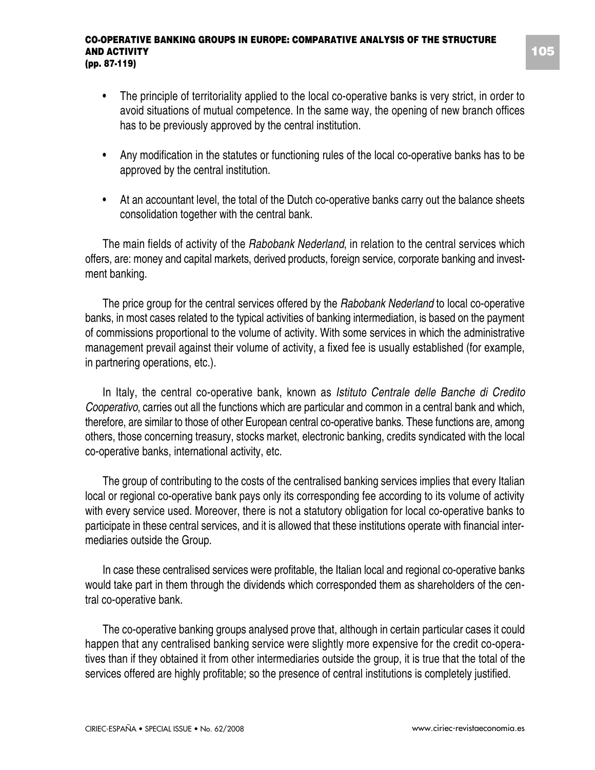- The principle of territoriality applied to the local co-operative banks is very strict, in order to avoid situations of mutual competence. In the same way, the opening of new branch offices has to be previously approved by the central institution.

- Any modification in the statutes or functioning rules of the local co-operative banks has to be approved by the central institution.

- At an accountant level, the total of the Dutch co-operative banks carry out the balance sheets consolidation together with the central bank.

The main fields of activity of the *Rabobank Nederland*, in relation to the central services which offers, are: money and capital markets, derived products, foreign service, corporate banking and investment banking.

The price group for the central services offered by the *Rabobank Nederland* to local co-operative banks, in most cases related to the typical activities of banking intermediation, is based on the payment of commissions proportional to the volume of activity. With some services in which the administrative management prevail against their volume of activity, a fixed fee is usually established (for example, in partnering operations, etc.).

In Italy, the central co-operative bank, known as *Istituto Centrale delle Banche di Credito Cooperativo*, carries out all the functions which are particular and common in a central bank and which, therefore, are similar to those of other European central co-operative banks. These functions are, among others, those concerning treasury, stocks market, electronic banking, credits syndicated with the local co-operative banks, international activity, etc.

The group of contributing to the costs of the centralised banking services implies that every Italian local or regional co-operative bank pays only its corresponding fee according to its volume of activity with every service used. Moreover, there is not a statutory obligation for local co-operative banks to participate in these central services, and it is allowed that these institutions operate with financial intermediaries outside the Group.

In case these centralised services were profitable, the Italian local and regional co-operative banks would take part in them through the dividends which corresponded them as shareholders of the central co-operative bank.

The co-operative banking groups analysed prove that, although in certain particular cases it could happen that any centralised banking service were slightly more expensive for the credit co-operatives than if they obtained it from other intermediaries outside the group, it is true that the total of the services offered are highly profitable; so the presence of central institutions is completely justified.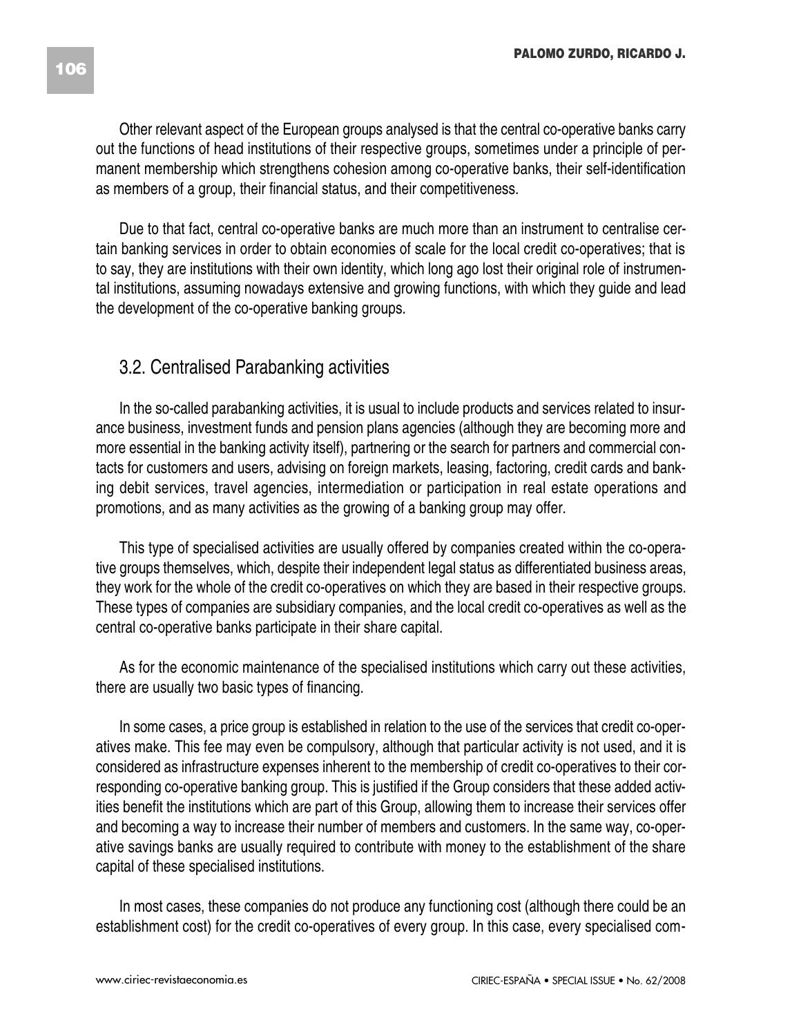Other relevant aspect of the European groups analysed is that the central co-operative banks carry out the functions of head institutions of their respective groups, sometimes under a principle of permanent membership which strengthens cohesion among co-operative banks, their self-identification as members of a group, their financial status, and their competitiveness.

Due to that fact, central co-operative banks are much more than an instrument to centralise certain banking services in order to obtain economies of scale for the local credit co-operatives; that is to say, they are institutions with their own identity, which long ago lost their original role of instrumental institutions, assuming nowadays extensive and growing functions, with which they guide and lead the development of the co-operative banking groups.

## 3.2. Centralised Parabanking activities

In the so-called parabanking activities, it is usual to include products and services related to insurance business, investment funds and pension plans agencies (although they are becoming more and more essential in the banking activity itself), partnering or the search for partners and commercial contacts for customers and users, advising on foreign markets, leasing, factoring, credit cards and banking debit services, travel agencies, intermediation or participation in real estate operations and promotions, and as many activities as the growing of a banking group may offer.

This type of specialised activities are usually offered by companies created within the co-operative groups themselves, which, despite their independent legal status as differentiated business areas, they work for the whole of the credit co-operatives on which they are based in their respective groups. These types of companies are subsidiary companies, and the local credit co-operatives as well as the central co-operative banks participate in their share capital.

As for the economic maintenance of the specialised institutions which carry out these activities, there are usually two basic types of financing.

In some cases, a price group is established in relation to the use of the services that credit co-operatives make. This fee may even be compulsory, although that particular activity is not used, and it is considered as infrastructure expenses inherent to the membership of credit co-operatives to their corresponding co-operative banking group. This is justified if the Group considers that these added activities benefit the institutions which are part of this Group, allowing them to increase their services offer and becoming a way to increase their number of members and customers. In the same way, co-operative savings banks are usually required to contribute with money to the establishment of the share capital of these specialised institutions.

In most cases, these companies do not produce any functioning cost (although there could be an establishment cost) for the credit co-operatives of every group. In this case, every specialised com-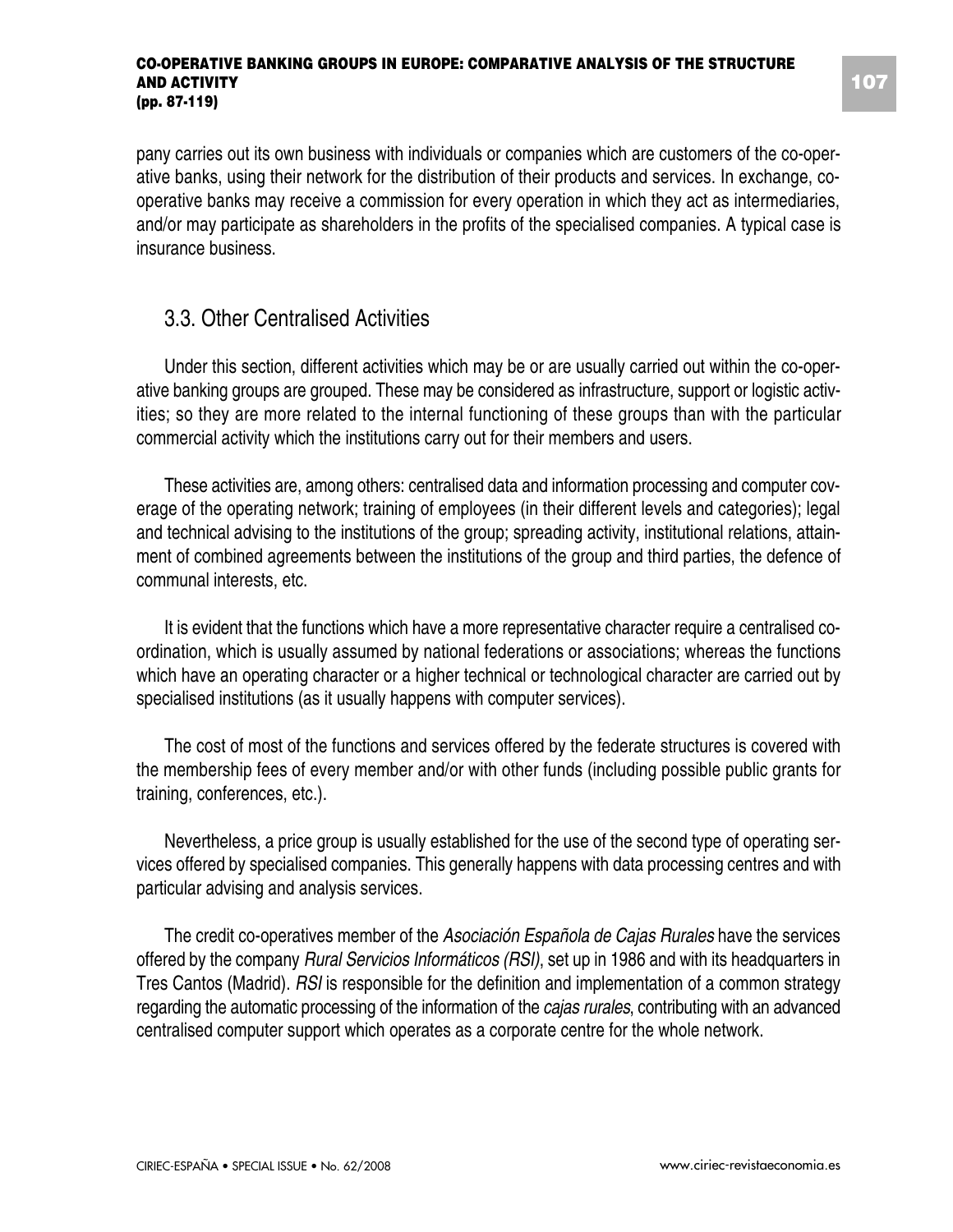pany carries out its own business with individuals or companies which are customers of the co-operative banks, using their network for the distribution of their products and services. In exchange, co-operative banks may receive a commission for every operation in which they act as intermediaries, and/or may participate as shareholders in the profits of the specialised companies. A typical case is insurance business.

## 3.3. Other Centralised Activities

Under this section, different activities which may be or are usually carried out within the co-operative banking groups are grouped. These may be considered as infrastructure, support or logistic activities; so they are more related to the internal functioning of these groups than with the particular commercial activity which the institutions carry out for their members and users.

These activities are, among others: centralised data and information processing and computer coverage of the operating network; training of employees (in their different levels and categories); legal and technical advising to the institutions of the group; spreading activity, institutional relations, attainment of combined agreements between the institutions of the group and third parties, the defence of communal interests, etc.

It is evident that the functions which have a more representative character require a centralised co-ordination, which is usually assumed by national federations or associations; whereas the functions which have an operating character or a higher technical or technological character are carried out by specialised institutions (as it usually happens with computer services).

The cost of most of the functions and services offered by the federate structures is covered with the membership fees of every member and/or with other funds (including possible public grants for training, conferences, etc.).

Nevertheless, a price group is usually established for the use of the second type of operating services offered by specialised companies. This generally happens with data processing centres and with particular advising and analysis services.

The credit co-operatives member of the *Asociación Española de Cajas Rurales* have the services offered by the company *Rural Servicios Informáticos (RSI)*, set up in 1986 and with its headquarters in Tres Cantos (Madrid). *RSI* is responsible for the definition and implementation of a common strategy regarding the automatic processing of the information of the *cajas rurales*, contributing with an advanced centralised computer support which operates as a corporate centre for the whole network.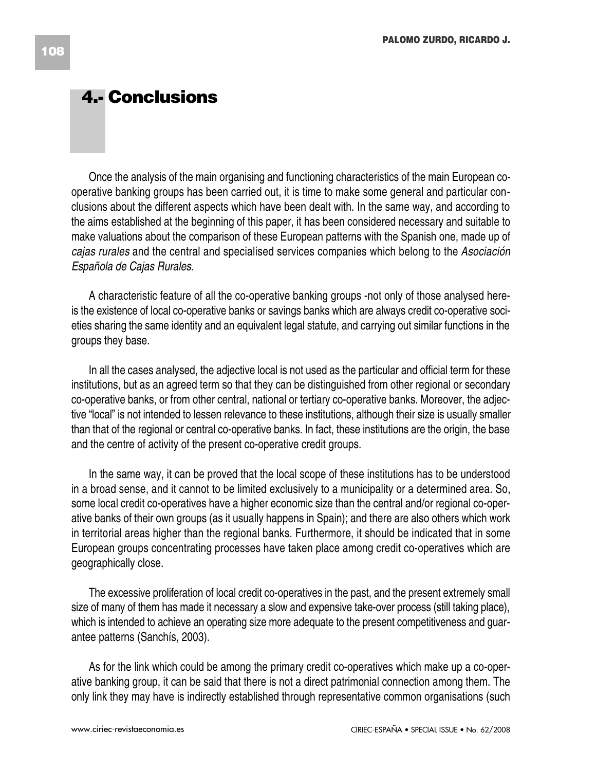## 4.- Conclusions

Once the analysis of the main organising and functioning characteristics of the main European co-operative banking groups has been carried out, it is time to make some general and particular conclusions about the different aspects which have been dealt with. In the same way, and according to the aims established at the beginning of this paper, it has been considered necessary and suitable to make valuations about the comparison of these European patterns with the Spanish one, made up of *cajas rurales* and the central and specialised services companies which belong to the *Asociación Española de Cajas Rurales*.

A characteristic feature of all the co-operative banking groups -not only of those analysed here- is the existence of local co-operative banks or savings banks which are always credit co-operative societies sharing the same identity and an equivalent legal statute, and carrying out similar functions in the groups they base.

In all the cases analysed, the adjective local is not used as the particular and official term for these institutions, but as an agreed term so that they can be distinguished from other regional or secondary co-operative banks, or from other central, national or tertiary co-operative banks. Moreover, the adjective "local" is not intended to lessen relevance to these institutions, although their size is usually smaller than that of the regional or central co-operative banks. In fact, these institutions are the origin, the base and the centre of activity of the present co-operative credit groups.

In the same way, it can be proved that the local scope of these institutions has to be understood in a broad sense, and it cannot to be limited exclusively to a municipality or a determined area. So, some local credit co-operatives have a higher economic size than the central and/or regional co-operative banks of their own groups (as it usually happens in Spain); and there are also others which work in territorial areas higher than the regional banks. Furthermore, it should be indicated that in some European groups concentrating processes have taken place among credit co-operatives which are geographically close.

The excessive proliferation of local credit co-operatives in the past, and the present extremely small size of many of them has made it necessary a slow and expensive take-over process (still taking place), which is intended to achieve an operating size more adequate to the present competitiveness and guarantee patterns (Sanchís, 2003).

As for the link which could be among the primary credit co-operatives which make up a co-operative banking group, it can be said that there is not a direct patrimonial connection among them. The only link they may have is indirectly established through representative common organisations (such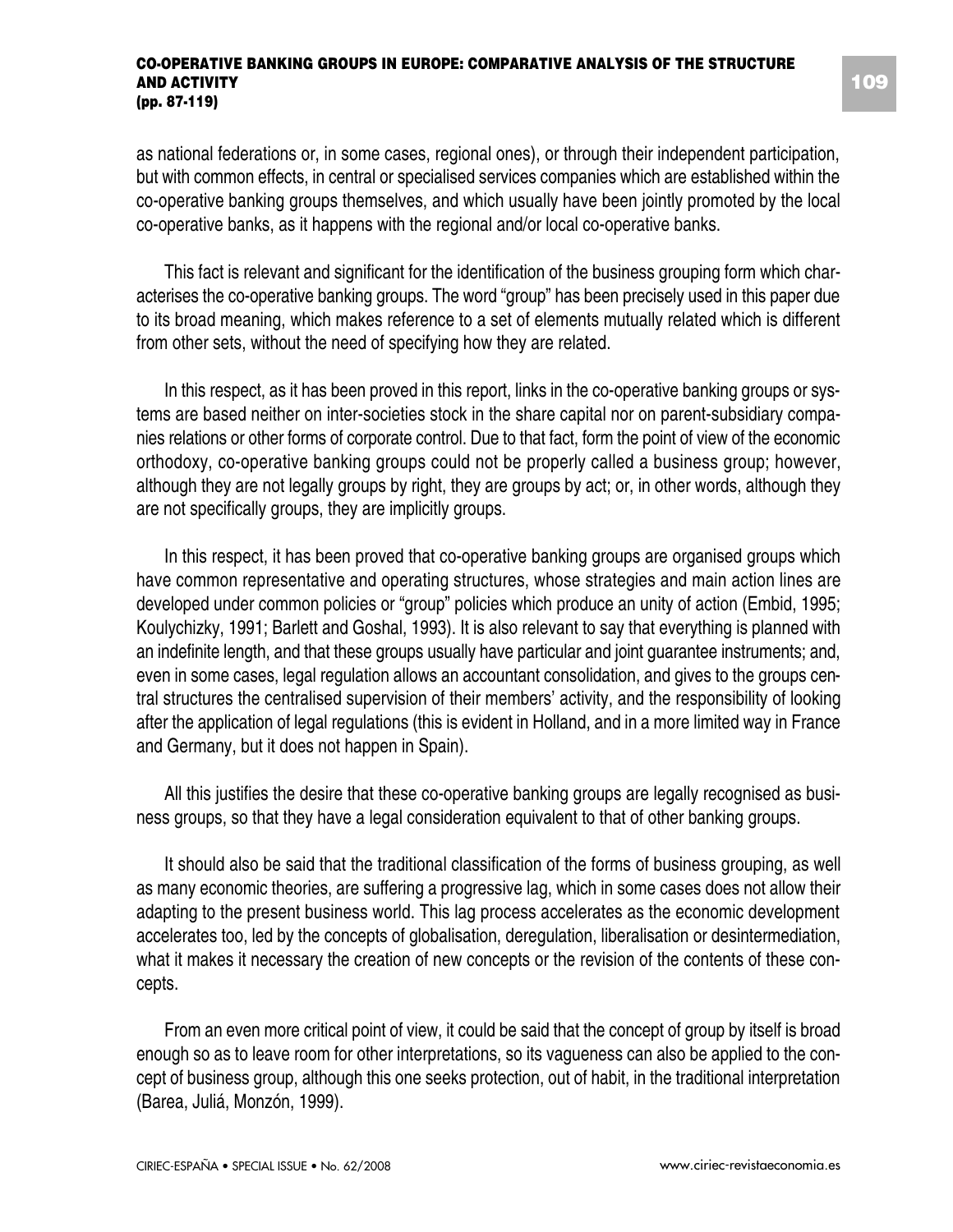as national federations or, in some cases, regional ones), or through their independent participation, but with common effects, in central or specialised services companies which are established within the co-operative banking groups themselves, and which usually have been jointly promoted by the local co-operative banks, as it happens with the regional and/or local co-operative banks.

This fact is relevant and significant for the identification of the business grouping form which characterises the co-operative banking groups. The word "group" has been precisely used in this paper due to its broad meaning, which makes reference to a set of elements mutually related which is different from other sets, without the need of specifying how they are related.

In this respect, as it has been proved in this report, links in the co-operative banking groups or systems are based neither on inter-societies stock in the share capital nor on parent-subsidiary companies relations or other forms of corporate control. Due to that fact, form the point of view of the economic orthodoxy, co-operative banking groups could not be properly called a business group; however, although they are not legally groups by right, they are groups by act; or, in other words, although they are not specifically groups, they are implicitly groups.

In this respect, it has been proved that co-operative banking groups are organised groups which have common representative and operating structures, whose strategies and main action lines are developed under common policies or "group" policies which produce an unity of action (Embid, 1995; Koulychizky, 1991; Barlett and Goshal, 1993). It is also relevant to say that everything is planned with an indefinite length, and that these groups usually have particular and joint guarantee instruments; and, even in some cases, legal regulation allows an accountant consolidation, and gives to the groups central structures the centralised supervision of their members' activity, and the responsibility of looking after the application of legal regulations (this is evident in Holland, and in a more limited way in France and Germany, but it does not happen in Spain).

All this justifies the desire that these co-operative banking groups are legally recognised as business groups, so that they have a legal consideration equivalent to that of other banking groups.

It should also be said that the traditional classification of the forms of business grouping, as well as many economic theories, are suffering a progressive lag, which in some cases does not allow their adapting to the present business world. This lag process accelerates as the economic development accelerates too, led by the concepts of globalisation, deregulation, liberalisation or desintermediation, what it makes it necessary the creation of new concepts or the revision of the contents of these concepts.

From an even more critical point of view, it could be said that the concept of group by itself is broad enough so as to leave room for other interpretations, so its vagueness can also be applied to the concept of business group, although this one seeks protection, out of habit, in the traditional interpretation (Barea, Juliá, Monzón, 1999).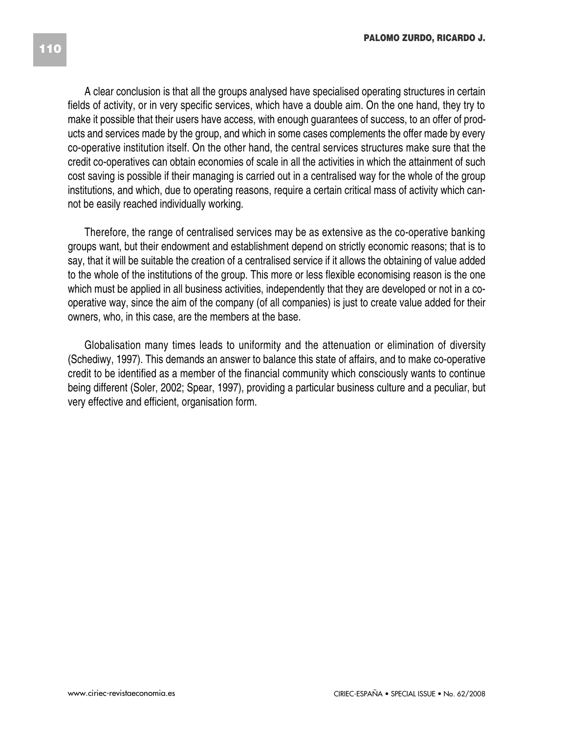A clear conclusion is that all the groups analysed have specialised operating structures in certain fields of activity, or in very specific services, which have a double aim. On the one hand, they try to make it possible that their users have access, with enough guarantees of success, to an offer of products and services made by the group, and which in some cases complements the offer made by every co-operative institution itself. On the other hand, the central services structures make sure that the credit co-operatives can obtain economies of scale in all the activities in which the attainment of such cost saving is possible if their managing is carried out in a centralised way for the whole of the group institutions, and which, due to operating reasons, require a certain critical mass of activity which cannot be easily reached individually working.

Therefore, the range of centralised services may be as extensive as the co-operative banking groups want, but their endowment and establishment depend on strictly economic reasons; that is to say, that it will be suitable the creation of a centralised service if it allows the obtaining of value added to the whole of the institutions of the group. This more or less flexible economising reason is the one which must be applied in all business activities, independently that they are developed or not in a co-operative way, since the aim of the company (of all companies) is just to create value added for their owners, who, in this case, are the members at the base.

Globalisation many times leads to uniformity and the attenuation or elimination of diversity (Schediwy, 1997). This demands an answer to balance this state of affairs, and to make co-operative credit to be identified as a member of the financial community which consciously wants to continue being different (Soler, 2002; Spear, 1997), providing a particular business culture and a peculiar, but very effective and efficient, organisation form.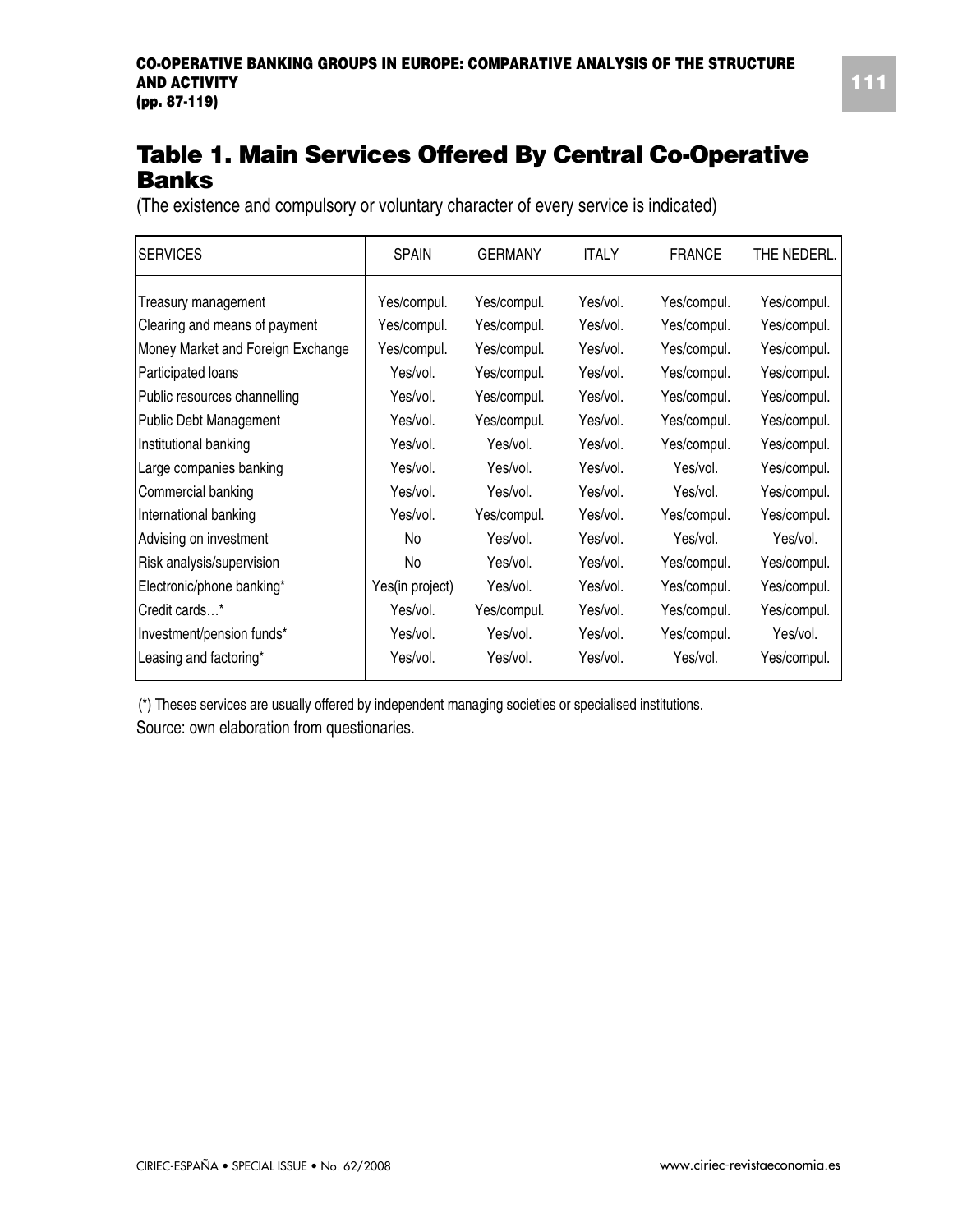## Table 1. Main Services Offered By Central Co-Operative Banks

(The existence and compulsory or voluntary character of every service is indicated)

| SERVICES | SPAIN | GERMANY | ITALY | FRANCE | THE NEDERL. |
|---|---|---|---|---|---|
| Treasury management | Yes/compul. | Yes/compul. | Yes/vol. | Yes/compul. | Yes/compul. |
| Clearing and means of payment | Yes/compul. | Yes/compul. | Yes/vol. | Yes/compul. | Yes/compul. |
| Money Market and Foreign Exchange | Yes/compul. | Yes/compul. | Yes/vol. | Yes/compul. | Yes/compul. |
| Participated loans | Yes/vol. | Yes/compul. | Yes/vol. | Yes/compul. | Yes/compul. |
| Public resources channelling | Yes/vol. | Yes/compul. | Yes/vol. | Yes/compul. | Yes/compul. |
| Public Debt Management | Yes/vol. | Yes/compul. | Yes/vol. | Yes/compul. | Yes/compul. |
| Institutional banking | Yes/vol. | Yes/vol. | Yes/vol. | Yes/compul. | Yes/compul. |
| Large companies banking | Yes/vol. | Yes/vol. | Yes/vol. | Yes/vol. | Yes/compul. |
| Commercial banking | Yes/vol. | Yes/vol. | Yes/vol. | Yes/vol. | Yes/compul. |
| International banking | Yes/vol. | Yes/compul. | Yes/vol. | Yes/compul. | Yes/compul. |
| Advising on investment | No | Yes/vol. | Yes/vol. | Yes/vol. | Yes/vol. |
| Risk analysis/supervision | No | Yes/vol. | Yes/vol. | Yes/compul. | Yes/compul. |
| Electronic/phone banking* | Yes(in project) | Yes/vol. | Yes/vol. | Yes/compul. | Yes/compul. |
| Credit cards…* | Yes/vol. | Yes/compul. | Yes/vol. | Yes/compul. | Yes/compul. |
| Investment/pension funds* | Yes/vol. | Yes/vol. | Yes/vol. | Yes/compul. | Yes/vol. |
| Leasing and factoring* | Yes/vol. | Yes/vol. | Yes/vol. | Yes/vol. | Yes/compul. |

(*) Theses services are usually offered by independent managing societies or specialised institutions.

Source: own elaboration from questionaries.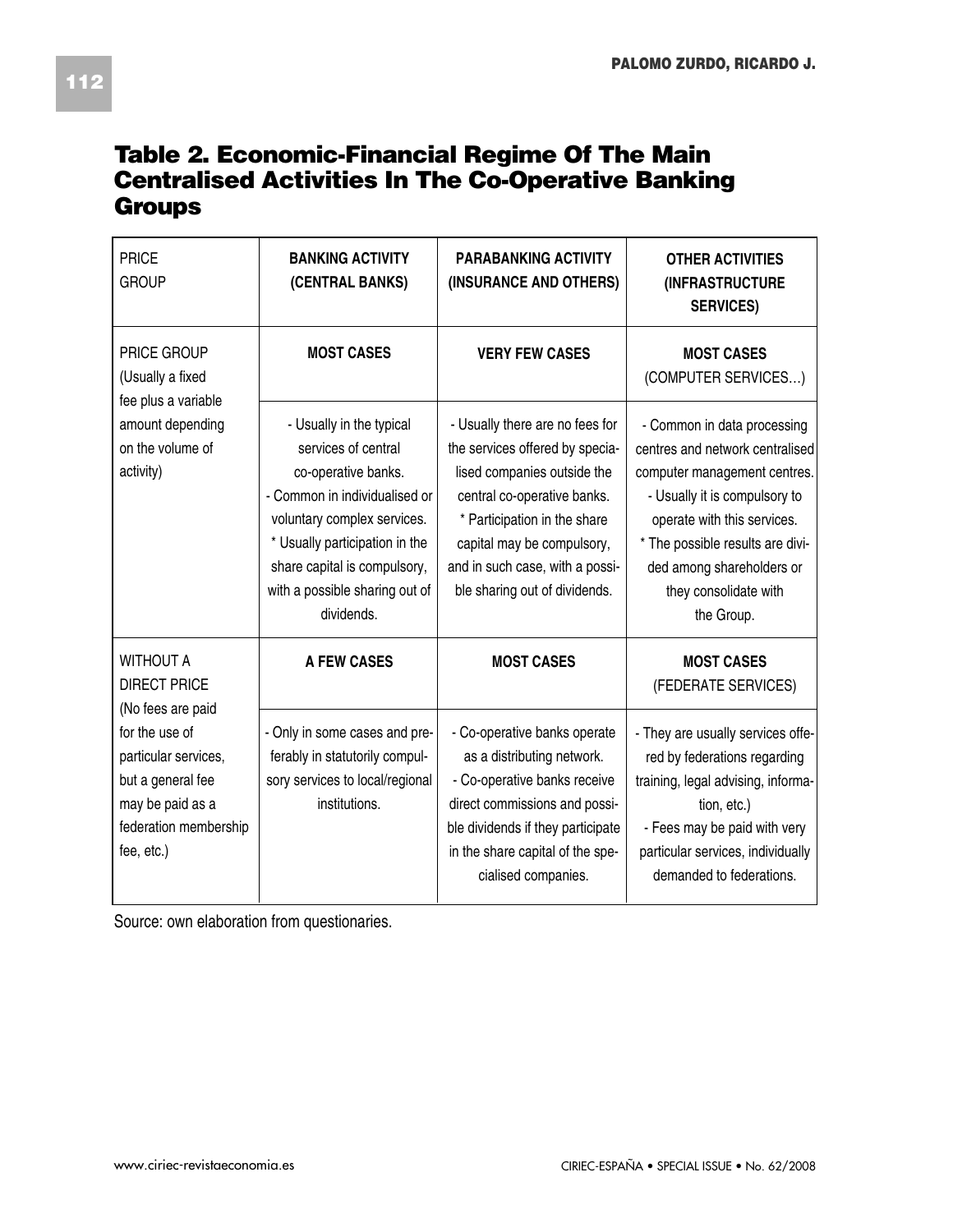## Table 2. Economic-Financial Regime Of The Main Centralised Activities In The Co-Operative Banking Groups

| PRICE GROUP | **BANKING ACTIVITY (CENTRAL BANKS)** | **PARABANKING ACTIVITY (INSURANCE AND OTHERS)** | **OTHER ACTIVITIES (INFRASTRUCTURE SERVICES)** |
|---|---|---|---|
| PRICE GROUP (Usually a fixed fee plus a variable amount depending on the volume of activity) | **MOST CASES** | **VERY FEW CASES** | **MOST CASES** (COMPUTER SERVICES…) |
| | - Usually in the typical services of central co-operative banks.<br>- Common in individualised or voluntary complex services.<br>* Usually participation in the share capital is compulsory, with a possible sharing out of dividends. | - Usually there are no fees for the services offered by specialised companies outside the central co-operative banks.<br>* Participation in the share capital may be compulsory, and in such case, with a possible sharing out of dividends. | - Common in data processing centres and network centralised computer management centres.<br>- Usually it is compulsory to operate with this services.<br>* The possible results are divided among shareholders or they consolidate with the Group. |
| WITHOUT A DIRECT PRICE (No fees are paid for the use of particular services, but a general fee may be paid as a federation membership fee, etc.) | **A FEW CASES** | **MOST CASES** | **MOST CASES** (FEDERATE SERVICES) |
| | - Only in some cases and preferably in statutorily compulsory services to local/regional institutions. | - Co-operative banks operate as a distributing network.<br>- Co-operative banks receive direct commissions and possible dividends if they participate in the share capital of the specialised companies. | - They are usually services offered by federations regarding training, legal advising, information, etc.)<br>- Fees may be paid with very particular services, individually demanded to federations. |

Source: own elaboration from questionaries.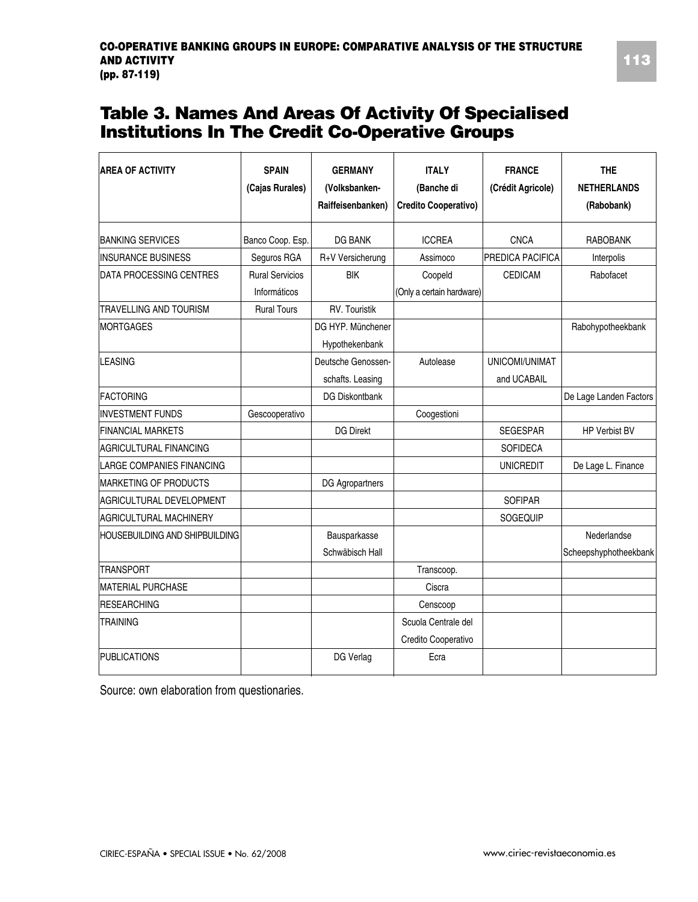# Table 3. Names And Areas Of Activity Of Specialised Institutions In The Credit Co-Operative Groups

| AREA OF ACTIVITY | SPAIN (Cajas Rurales) | GERMANY (Volksbanken-Raiffeisenbanken) | ITALY (Banche di Credito Cooperativo) | FRANCE (Crédit Agricole) | THE NETHERLANDS (Rabobank) |
|---|---|---|---|---|---|
| BANKING SERVICES | Banco Coop. Esp. | DG BANK | ICCREA | CNCA | RABOBANK |
| INSURANCE BUSINESS | Seguros RGA | R+V Versicherung | Assimoco | PREDICA PACIFICA | Interpolis |
| DATA PROCESSING CENTRES | Rural Servicios Informáticos | BIK | Coopeld (Only a certain hardware) | CEDICAM | Rabofacet |
| TRAVELLING AND TOURISM | Rural Tours | RV. Touristik | | | |
| MORTGAGES | | DG HYP. Münchener Hypothekenbank | | | Rabohypotheekbank |
| LEASING | | Deutsche Genossen-schafts. Leasing | Autolease | UNICOMI/UNIMAT and UCABAIL | |
| FACTORING | | DG Diskontbank | | | De Lage Landen Factors |
| INVESTMENT FUNDS | Gescooperativo | | Coogestioni | | |
| FINANCIAL MARKETS | | DG Direkt | | SEGESPAR | HP Verbist BV |
| AGRICULTURAL FINANCING | | | | SOFIDECA | |
| LARGE COMPANIES FINANCING | | | | UNICREDIT | De Lage L. Finance |
| MARKETING OF PRODUCTS | | DG Agropartners | | | |
| AGRICULTURAL DEVELOPMENT | | | | SOFIPAR | |
| AGRICULTURAL MACHINERY | | | | SOGEQUIP | |
| HOUSEBUILDING AND SHIPBUILDING | | Bausparkasse Schwäbisch Hall | | | Nederlandse Scheepshyphotheekbank |
| TRANSPORT | | | Transcoop. | | |
| MATERIAL PURCHASE | | | Ciscra | | |
| RESEARCHING | | | Censcoop | | |
| TRAINING | | | Scuola Centrale del Credito Cooperativo | | |
| PUBLICATIONS | | DG Verlag | Ecra | | |

Source: own elaboration from questionaries.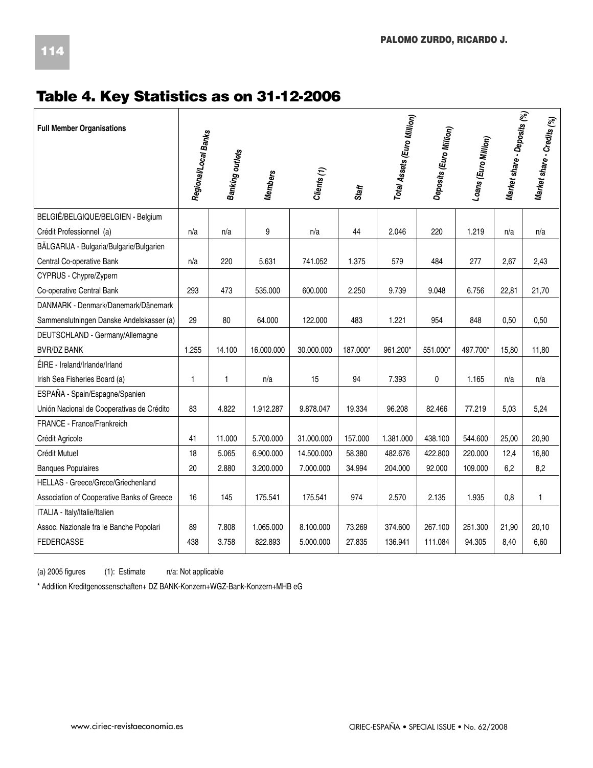## Table 4. Key Statistics as on 31-12-2006

| Full Member Organisations | Regional/Local Banks | Banking outlets | Members | Clients (1) | Staff | Total Assets (Euro Million) | Deposits (Euro Million) | Loans (Euro Million) | Market share - Deposits (%) | Market share - Credits (%) |
|---|---|---|---|---|---|---|---|---|---|---|
| BELGIË/BELGIQUE/BELGIEN - Belgium | | | | | | | | | | |
| Crédit Professionnel (a) | n/a | n/a | 9 | n/a | 44 | 2.046 | 220 | 1.219 | n/a | n/a |
| BĂLGARIJA - Bulgaria/Bulgarie/Bulgarien | | | | | | | | | | |
| Central Co-operative Bank | n/a | 220 | 5.631 | 741.052 | 1.375 | 579 | 484 | 277 | 2,67 | 2,43 |
| CYPRUS - Chypre/Zypern | | | | | | | | | | |
| Co-operative Central Bank | 293 | 473 | 535.000 | 600.000 | 2.250 | 9.739 | 9.048 | 6.756 | 22,81 | 21,70 |
| DANMARK - Denmark/Danemark/Dänemark | | | | | | | | | | |
| Sammenslutningen Danske Andelskasser (a) | 29 | 80 | 64.000 | 122.000 | 483 | 1.221 | 954 | 848 | 0,50 | 0,50 |
| DEUTSCHLAND - Germany/Allemagne | | | | | | | | | | |
| BVR/DZ BANK | 1.255 | 14.100 | 16.000.000 | 30.000.000 | 187.000* | 961.200* | 551.000* | 497.700* | 15,80 | 11,80 |
| ÉIRE - Ireland/Irlande/Irland | | | | | | | | | | |
| Irish Sea Fisheries Board (a) | 1 | 1 | n/a | 15 | 94 | 7.393 | 0 | 1.165 | n/a | n/a |
| ESPAÑA - Spain/Espagne/Spanien | | | | | | | | | | |
| Unión Nacional de Cooperativas de Crédito | 83 | 4.822 | 1.912.287 | 9.878.047 | 19.334 | 96.208 | 82.466 | 77.219 | 5,03 | 5,24 |
| FRANCE - France/Frankreich | | | | | | | | | | |
| Crédit Agricole | 41 | 11.000 | 5.700.000 | 31.000.000 | 157.000 | 1.381.000 | 438.100 | 544.600 | 25,00 | 20,90 |
| Crédit Mutuel | 18 | 5.065 | 6.900.000 | 14.500.000 | 58.380 | 482.676 | 422.800 | 220.000 | 12,4 | 16,80 |
| Banques Populaires | 20 | 2.880 | 3.200.000 | 7.000.000 | 34.994 | 204.000 | 92.000 | 109.000 | 6,2 | 8,2 |
| HELLAS - Greece/Grece/Griechenland | | | | | | | | | | |
| Association of Cooperative Banks of Greece | 16 | 145 | 175.541 | 175.541 | 974 | 2.570 | 2.135 | 1.935 | 0,8 | 1 |
| ITALIA - Italy/Italie/Italien | | | | | | | | | | |
| Assoc. Nazionale fra le Banche Popolari | 89 | 7.808 | 1.065.000 | 8.100.000 | 73.269 | 374.600 | 267.100 | 251.300 | 21,90 | 20,10 |
| FEDERCASSE | 438 | 3.758 | 822.893 | 5.000.000 | 27.835 | 136.941 | 111.084 | 94.305 | 8,40 | 6,60 |

(a) 2005 figures (1): Estimate n/a: Not applicable

* Addition Kreditgenossenschaften+ DZ BANK-Konzern+WGZ-Bank-Konzern+MHB eG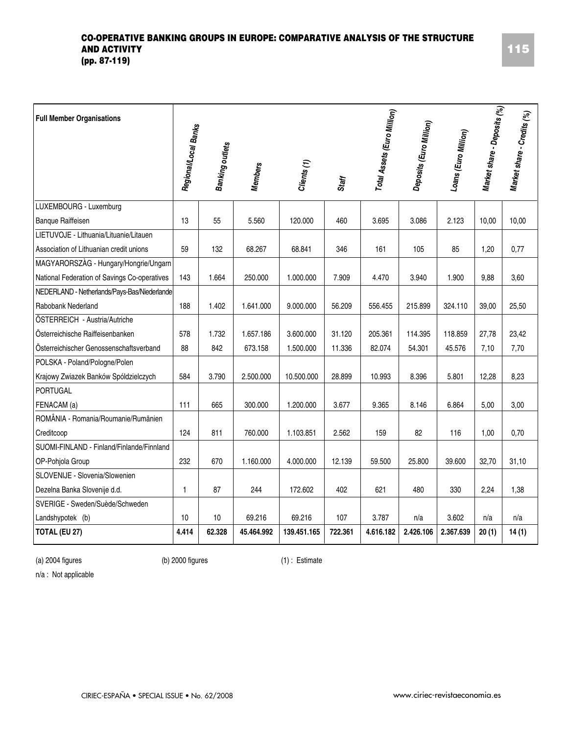| Full Member Organisations | Regional/Local Banks | Banking outlets | Members | Clients (1) | Staff | Total Assets (Euro Million) | Deposits (Euro Million) | Loans (Euro Million) | Market share - Deposits (%) | Market share - Credits (%) |
|---|---|---|---|---|---|---|---|---|---|---|
| LUXEMBOURG - Luxemburg | | | | | | | | | | |
| Banque Raiffeisen | 13 | 55 | 5.560 | 120.000 | 460 | 3.695 | 3.086 | 2.123 | 10,00 | 10,00 |
| LIETUVOJE - Lithuania/Lituanie/Litauen | | | | | | | | | | |
| Association of Lithuanian credit unions | 59 | 132 | 68.267 | 68.841 | 346 | 161 | 105 | 85 | 1,20 | 0,77 |
| MAGYARORSZÀG - Hungary/Hongrie/Ungarn | | | | | | | | | | |
| National Federation of Savings Co-operatives | 143 | 1.664 | 250.000 | 1.000.000 | 7.909 | 4.470 | 3.940 | 1.900 | 9,88 | 3,60 |
| NEDERLAND - Netherlands/Pays-Bas/Niederlande | | | | | | | | | | |
| Rabobank Nederland | 188 | 1.402 | 1.641.000 | 9.000.000 | 56.209 | 556.455 | 215.899 | 324.110 | 39,00 | 25,50 |
| ÖSTERREICH - Austria/Autriche | | | | | | | | | | |
| Österreichische Raiffeisenbanken | 578 | 1.732 | 1.657.186 | 3.600.000 | 31.120 | 205.361 | 114.395 | 118.859 | 27,78 | 23,42 |
| Österreichischer Genossenschaftsverband | 88 | 842 | 673.158 | 1.500.000 | 11.336 | 82.074 | 54.301 | 45.576 | 7,10 | 7,70 |
| POLSKA - Poland/Pologne/Polen | | | | | | | | | | |
| Krajowy Zwiazek Banków Spóldzielczych | 584 | 3.790 | 2.500.000 | 10.500.000 | 28.899 | 10.993 | 8.396 | 5.801 | 12,28 | 8,23 |
| PORTUGAL | | | | | | | | | | |
| FENACAM (a) | 111 | 665 | 300.000 | 1.200.000 | 3.677 | 9.365 | 8.146 | 6.864 | 5,00 | 3,00 |
| ROMÂNIA - Romania/Roumanie/Rumänien | | | | | | | | | | |
| Creditcoop | 124 | 811 | 760.000 | 1.103.851 | 2.562 | 159 | 82 | 116 | 1,00 | 0,70 |
| SUOMI-FINLAND - Finland/Finlande/Finnland | | | | | | | | | | |
| OP-Pohjola Group | 232 | 670 | 1.160.000 | 4.000.000 | 12.139 | 59.500 | 25.800 | 39.600 | 32,70 | 31,10 |
| SLOVENIJE - Slovenia/Slowenien | | | | | | | | | | |
| Dezelna Banka Slovenije d.d. | 1 | 87 | 244 | 172.602 | 402 | 621 | 480 | 330 | 2,24 | 1,38 |
| SVERIGE - Sweden/Suède/Schweden | | | | | | | | | | |
| Landshypotek (b) | 10 | 10 | 69.216 | 69.216 | 107 | 3.787 | n/a | 3.602 | n/a | n/a |
| **TOTAL (EU 27)** | **4.414** | **62.328** | **45.464.992** | **139.451.165** | **722.361** | **4.616.182** | **2.426.106** | **2.367.639** | **20 (1)** | **14 (1)** |

(a) 2004 figures (b) 2000 figures (1) : Estimate

n/a : Not applicable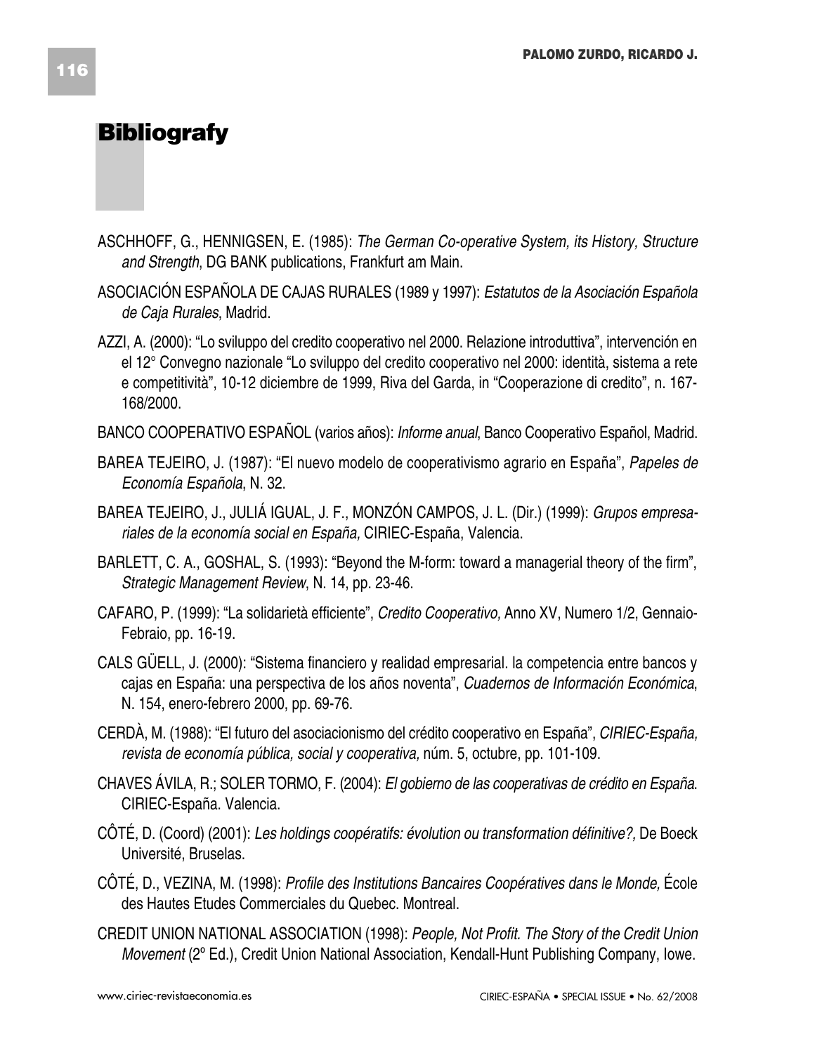# Bibliografy

ASCHHOFF, G., HENNIGSEN, E. (1985): *The German Co-operative System, its History, Structure and Strength*, DG BANK publications, Frankfurt am Main.

ASOCIACIÓN ESPAÑOLA DE CAJAS RURALES (1989 y 1997): *Estatutos de la Asociación Española de Caja Rurales*, Madrid.

AZZI, A. (2000): "Lo sviluppo del credito cooperativo nel 2000. Relazione introduttiva", intervención en el 12° Convegno nazionale "Lo sviluppo del credito cooperativo nel 2000: identità, sistema a rete e competitività", 10-12 diciembre de 1999, Riva del Garda, in "Cooperazione di credito", n. 167-168/2000.

BANCO COOPERATIVO ESPAÑOL (varios años): *Informe anual*, Banco Cooperativo Español, Madrid.

BAREA TEJEIRO, J. (1987): "El nuevo modelo de cooperativismo agrario en España", *Papeles de Economía Española*, N. 32.

BAREA TEJEIRO, J., JULIÁ IGUAL, J. F., MONZÓN CAMPOS, J. L. (Dir.) (1999): *Grupos empresariales de la economía social en España,* CIRIEC-España, Valencia.

BARLETT, C. A., GOSHAL, S. (1993): "Beyond the M-form: toward a managerial theory of the firm", *Strategic Management Review*, N. 14, pp. 23-46.

CAFARO, P. (1999): "La solidarietà efficiente", *Credito Cooperativo,* Anno XV, Numero 1/2, Gennaio-Febraio, pp. 16-19.

CALS GÜELL, J. (2000): "Sistema financiero y realidad empresarial. la competencia entre bancos y cajas en España: una perspectiva de los años noventa", *Cuadernos de Información Económica*, N. 154, enero-febrero 2000, pp. 69-76.

CERDÀ, M. (1988): "El futuro del asociacionismo del crédito cooperativo en España", *CIRIEC-España, revista de economía pública, social y cooperativa,* núm. 5, octubre, pp. 101-109.

CHAVES ÁVILA, R.; SOLER TORMO, F. (2004): *El gobierno de las cooperativas de crédito en España*. CIRIEC-España. Valencia.

CÔTÉ, D. (Coord) (2001): *Les holdings coopératifs: évolution ou transformation définitive?,* De Boeck Université, Bruselas.

CÔTÉ, D., VEZINA, M. (1998): *Profile des Institutions Bancaires Coopératives dans le Monde,* École des Hautes Etudes Commerciales du Quebec. Montreal.

CREDIT UNION NATIONAL ASSOCIATION (1998): *People, Not Profit. The Story of the Credit Union Movement* (2º Ed.), Credit Union National Association, Kendall-Hunt Publishing Company, Iowe.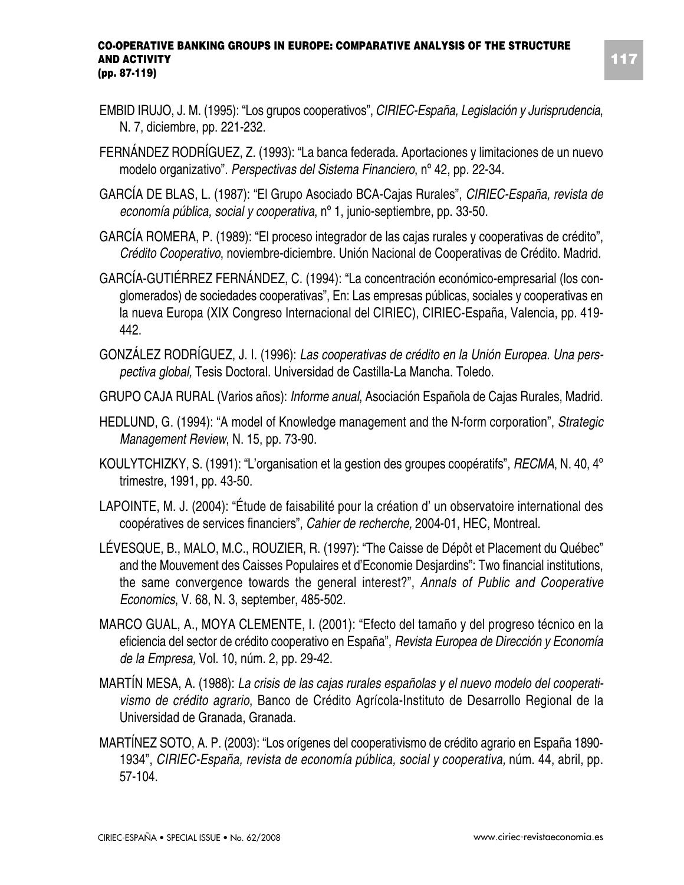EMBID IRUJO, J. M. (1995): "Los grupos cooperativos", *CIRIEC-España, Legislación y Jurisprudencia*, N. 7, diciembre, pp. 221-232.

FERNÁNDEZ RODRÍGUEZ, Z. (1993): "La banca federada. Aportaciones y limitaciones de un nuevo modelo organizativo". *Perspectivas del Sistema Financiero*, nº 42, pp. 22-34.

GARCÍA DE BLAS, L. (1987): "El Grupo Asociado BCA-Cajas Rurales", *CIRIEC-España, revista de economía pública, social y cooperativa*, nº 1, junio-septiembre, pp. 33-50.

GARCÍA ROMERA, P. (1989): "El proceso integrador de las cajas rurales y cooperativas de crédito", *Crédito Cooperativo*, noviembre-diciembre. Unión Nacional de Cooperativas de Crédito. Madrid.

GARCÍA-GUTIÉRREZ FERNÁNDEZ, C. (1994): "La concentración económico-empresarial (los conglomerados) de sociedades cooperativas", En: Las empresas públicas, sociales y cooperativas en la nueva Europa (XIX Congreso Internacional del CIRIEC), CIRIEC-España, Valencia, pp. 419-442.

GONZÁLEZ RODRÍGUEZ, J. I. (1996): *Las cooperativas de crédito en la Unión Europea. Una perspectiva global,* Tesis Doctoral. Universidad de Castilla-La Mancha. Toledo.

GRUPO CAJA RURAL (Varios años): *Informe anual*, Asociación Española de Cajas Rurales, Madrid.

HEDLUND, G. (1994): "A model of Knowledge management and the N-form corporation", *Strategic Management Review*, N. 15, pp. 73-90.

KOULYTCHIZKY, S. (1991): "L'organisation et la gestion des groupes coopératifs", *RECMA*, N. 40, 4º trimestre, 1991, pp. 43-50.

LAPOINTE, M. J. (2004): "Étude de faisabilité pour la création d' un observatoire international des coopératives de services financiers", *Cahier de recherche,* 2004-01, HEC, Montreal.

LÉVESQUE, B., MALO, M.C., ROUZIER, R. (1997): "The Caisse de Dépôt et Placement du Québec" and the Mouvement des Caisses Populaires et d'Economie Desjardins": Two financial institutions, the same convergence towards the general interest?", *Annals of Public and Cooperative Economics*, V. 68, N. 3, september, 485-502.

MARCO GUAL, A., MOYA CLEMENTE, I. (2001): "Efecto del tamaño y del progreso técnico en la eficiencia del sector de crédito cooperativo en España", *Revista Europea de Dirección y Economía de la Empresa,* Vol. 10, núm. 2, pp. 29-42.

MARTÍN MESA, A. (1988): *La crisis de las cajas rurales españolas y el nuevo modelo del cooperativismo de crédito agrario*, Banco de Crédito Agrícola-Instituto de Desarrollo Regional de la Universidad de Granada, Granada.

MARTÍNEZ SOTO, A. P. (2003): "Los orígenes del cooperativismo de crédito agrario en España 1890-1934", *CIRIEC-España, revista de economía pública, social y cooperativa,* núm. 44, abril, pp. 57-104.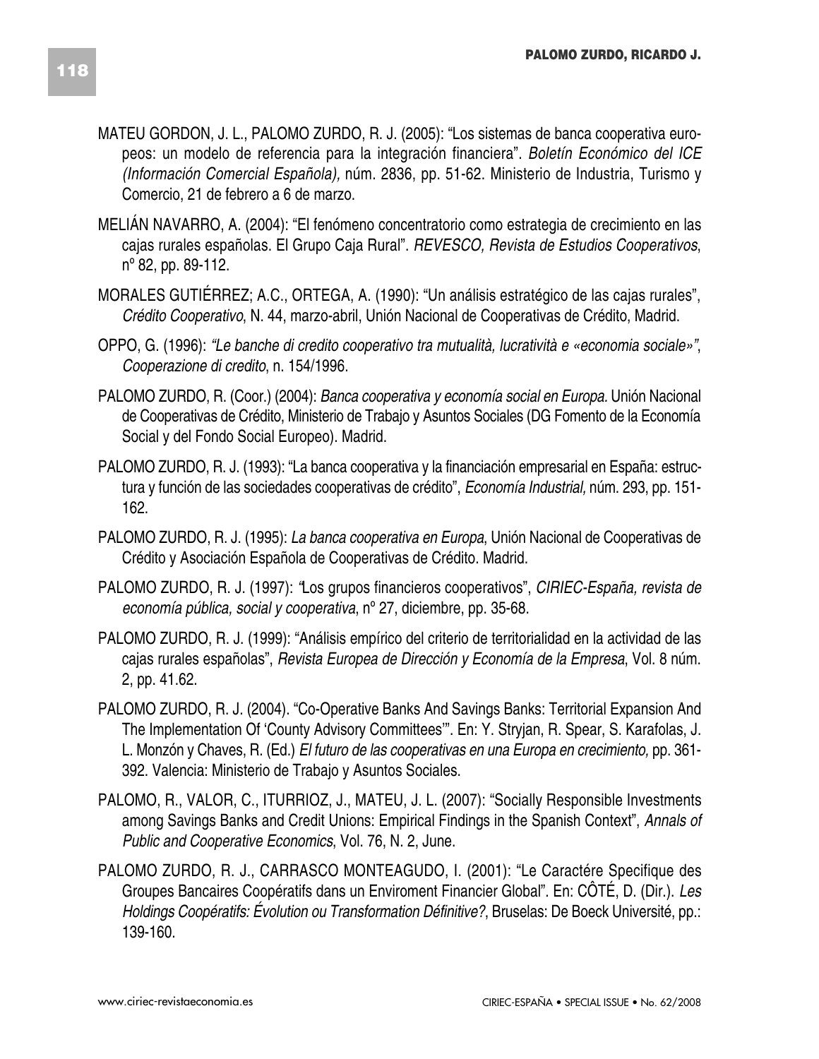MATEU GORDON, J. L., PALOMO ZURDO, R. J. (2005): "Los sistemas de banca cooperativa europeos: un modelo de referencia para la integración financiera". *Boletín Económico del ICE (Información Comercial Española),* núm. 2836, pp. 51-62. Ministerio de Industria, Turismo y Comercio, 21 de febrero a 6 de marzo.

MELIÁN NAVARRO, A. (2004): "El fenómeno concentratorio como estrategia de crecimiento en las cajas rurales españolas. El Grupo Caja Rural". *REVESCO, Revista de Estudios Cooperativos*, nº 82, pp. 89-112.

MORALES GUTIÉRREZ; A.C., ORTEGA, A. (1990): "Un análisis estratégico de las cajas rurales", *Crédito Cooperativo*, N. 44, marzo-abril, Unión Nacional de Cooperativas de Crédito, Madrid.

OPPO, G. (1996): *"Le banche di credito cooperativo tra mutualità, lucratività e «economia sociale»"*, *Cooperazione di credito*, n. 154/1996.

PALOMO ZURDO, R. (Coor.) (2004): *Banca cooperativa y economía social en Europa.* Unión Nacional de Cooperativas de Crédito, Ministerio de Trabajo y Asuntos Sociales (DG Fomento de la Economía Social y del Fondo Social Europeo). Madrid.

PALOMO ZURDO, R. J. (1993): "La banca cooperativa y la financiación empresarial en España: estructura y función de las sociedades cooperativas de crédito", *Economía Industrial,* núm. 293, pp. 151-162.

PALOMO ZURDO, R. J. (1995): *La banca cooperativa en Europa*, Unión Nacional de Cooperativas de Crédito y Asociación Española de Cooperativas de Crédito. Madrid.

PALOMO ZURDO, R. J. (1997): "Los grupos financieros cooperativos", *CIRIEC-España, revista de economía pública, social y cooperativa*, nº 27, diciembre, pp. 35-68.

PALOMO ZURDO, R. J. (1999): "Análisis empírico del criterio de territorialidad en la actividad de las cajas rurales españolas", *Revista Europea de Dirección y Economía de la Empresa*, Vol. 8 núm. 2, pp. 41.62.

PALOMO ZURDO, R. J. (2004). "Co-Operative Banks And Savings Banks: Territorial Expansion And The Implementation Of 'County Advisory Committees'". En: Y. Stryjan, R. Spear, S. Karafolas, J. L. Monzón y Chaves, R. (Ed.) *El futuro de las cooperativas en una Europa en crecimiento,* pp. 361-392. Valencia: Ministerio de Trabajo y Asuntos Sociales.

PALOMO, R., VALOR, C., ITURRIOZ, J., MATEU, J. L. (2007): "Socially Responsible Investments among Savings Banks and Credit Unions: Empirical Findings in the Spanish Context", *Annals of Public and Cooperative Economics*, Vol. 76, N. 2, June.

PALOMO ZURDO, R. J., CARRASCO MONTEAGUDO, I. (2001): "Le Caractére Specifique des Groupes Bancaires Coopératifs dans un Enviroment Financier Global". En: CÔTÉ, D. (Dir.). *Les Holdings Coopératifs: Évolution ou Transformation Définitive?*, Bruselas: De Boeck Université, pp.: 139-160.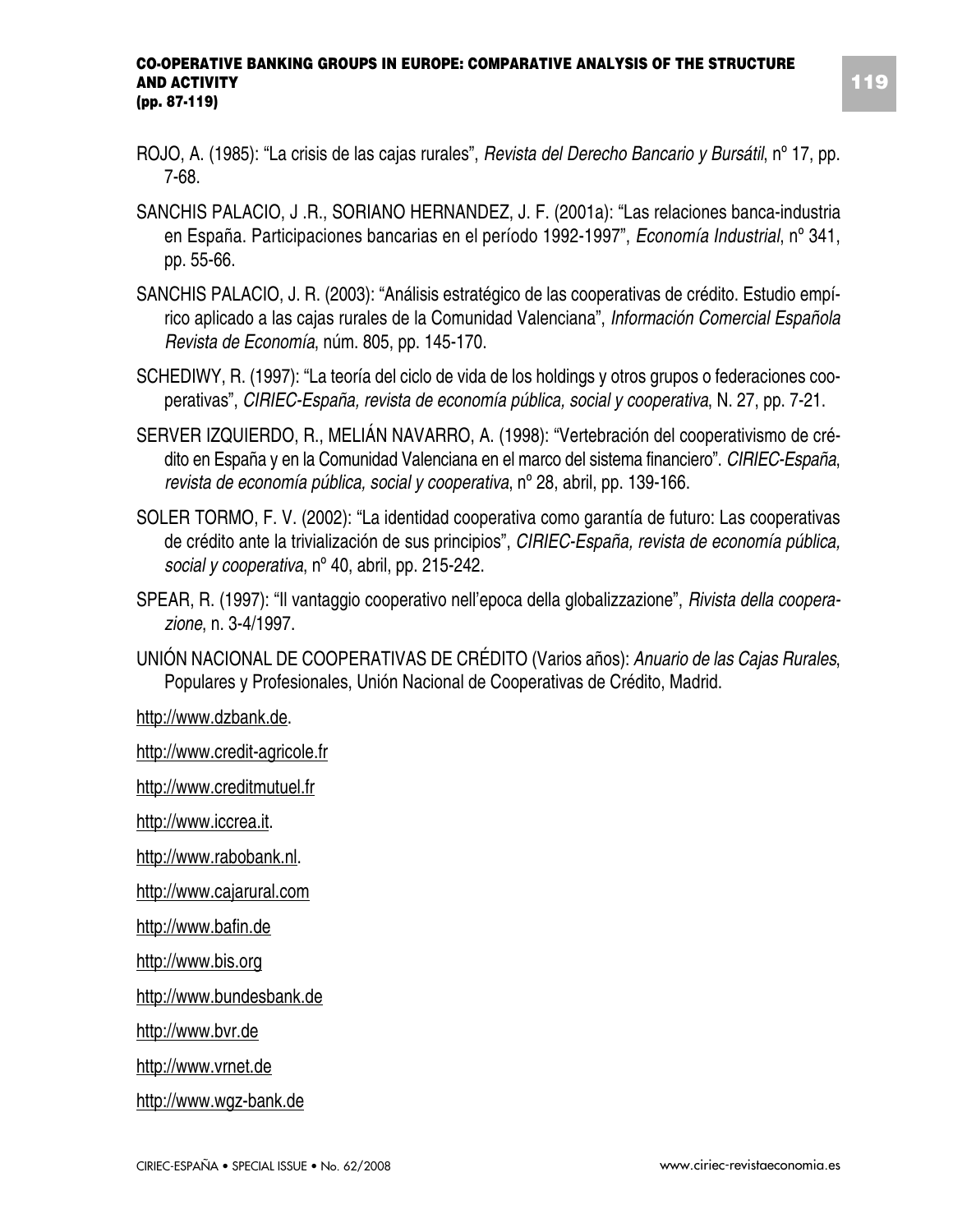ROJO, A. (1985): "La crisis de las cajas rurales", *Revista del Derecho Bancario y Bursátil*, nº 17, pp. 7-68.

SANCHIS PALACIO, J .R., SORIANO HERNANDEZ, J. F. (2001a): "Las relaciones banca-industria en España. Participaciones bancarias en el período 1992-1997", *Economía Industrial*, nº 341, pp. 55-66.

SANCHIS PALACIO, J. R. (2003): "Análisis estratégico de las cooperativas de crédito. Estudio empírico aplicado a las cajas rurales de la Comunidad Valenciana", *Información Comercial Española Revista de Economía*, núm. 805, pp. 145-170.

SCHEDIWY, R. (1997): "La teoría del ciclo de vida de los holdings y otros grupos o federaciones cooperativas", *CIRIEC-España, revista de economía pública, social y cooperativa*, N. 27, pp. 7-21.

SERVER IZQUIERDO, R., MELIÁN NAVARRO, A. (1998): "Vertebración del cooperativismo de crédito en España y en la Comunidad Valenciana en el marco del sistema financiero". *CIRIEC-España, revista de economía pública, social y cooperativa*, nº 28, abril, pp. 139-166.

SOLER TORMO, F. V. (2002): "La identidad cooperativa como garantía de futuro: Las cooperativas de crédito ante la trivialización de sus principios", *CIRIEC-España, revista de economía pública, social y cooperativa*, nº 40, abril, pp. 215-242.

SPEAR, R. (1997): "Il vantaggio cooperativo nell'epoca della globalizzazione", *Rivista della cooperazione*, n. 3-4/1997.

UNIÓN NACIONAL DE COOPERATIVAS DE CRÉDITO (Varios años): *Anuario de las Cajas Rurales*, Populares y Profesionales, Unión Nacional de Cooperativas de Crédito, Madrid.

http://www.dzbank.de.

http://www.credit-agricole.fr

http://www.creditmutuel.fr

http://www.iccrea.it.

http://www.rabobank.nl.

http://www.cajarural.com

http://www.bafin.de

http://www.bis.org

http://www.bundesbank.de

http://www.bvr.de

http://www.vrnet.de

http://www.wgz-bank.de